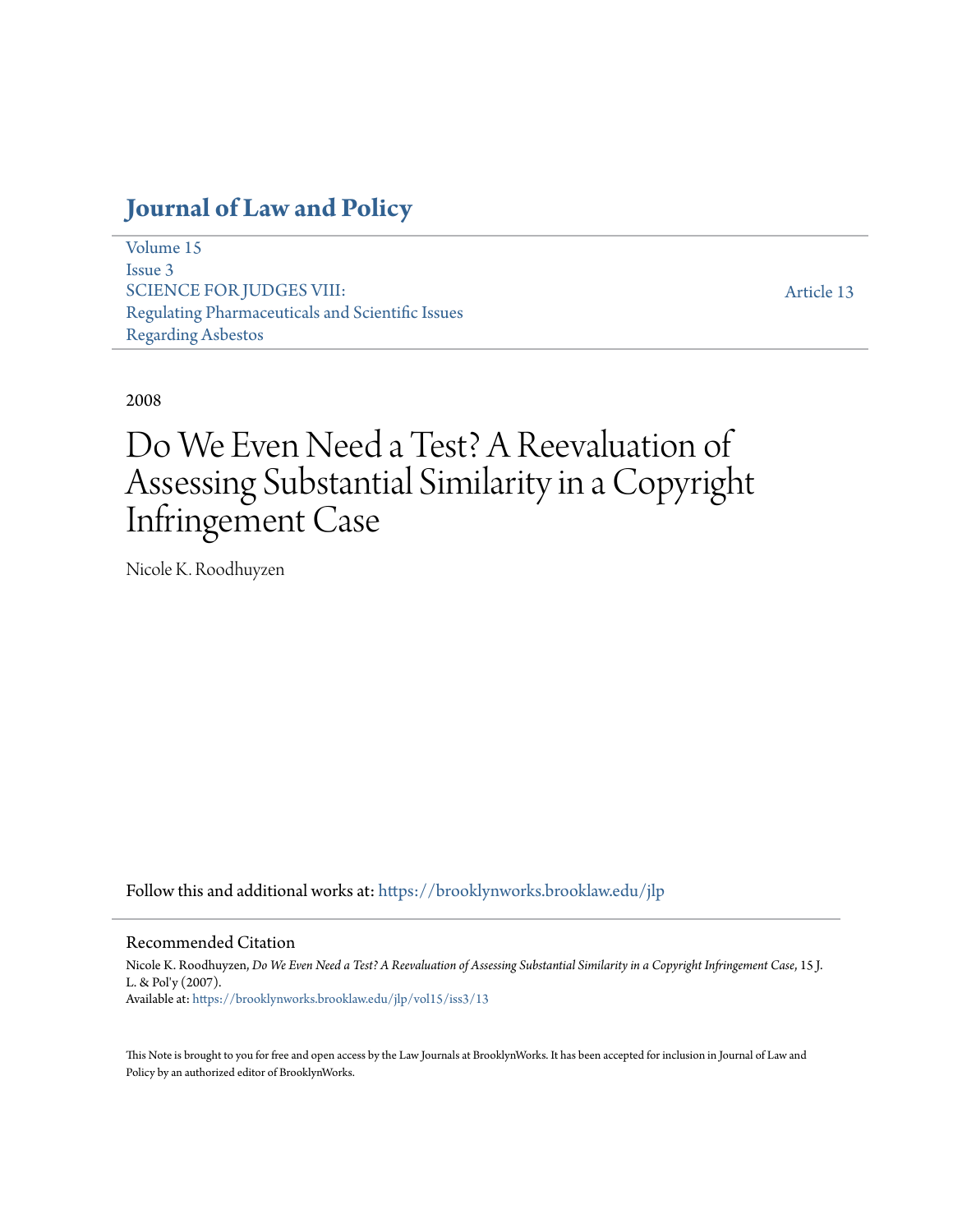# Journal of Law and Policy

Volume 15
Issue 3
SCIENCE FOR JUDGES VIII:
Regulating Pharmaceuticals and Scientific Issues
Regarding Asbestos

Article 13

2008

# Do We Even Need a Test? A Reevaluation of Assessing Substantial Similarity in a Copyright Infringement Case

Nicole K. Roodhuyzen

Follow this and additional works at: https://brooklynworks.brooklaw.edu/jlp

## Recommended Citation

Nicole K. Roodhuyzen, *Do We Even Need a Test? A Reevaluation of Assessing Substantial Similarity in a Copyright Infringement Case*, 15 J. L. & Pol'y (2007).
Available at: https://brooklynworks.brooklaw.edu/jlp/vol15/iss3/13

This Note is brought to you for free and open access by the Law Journals at BrooklynWorks. It has been accepted for inclusion in Journal of Law and Policy by an authorized editor of BrooklynWorks.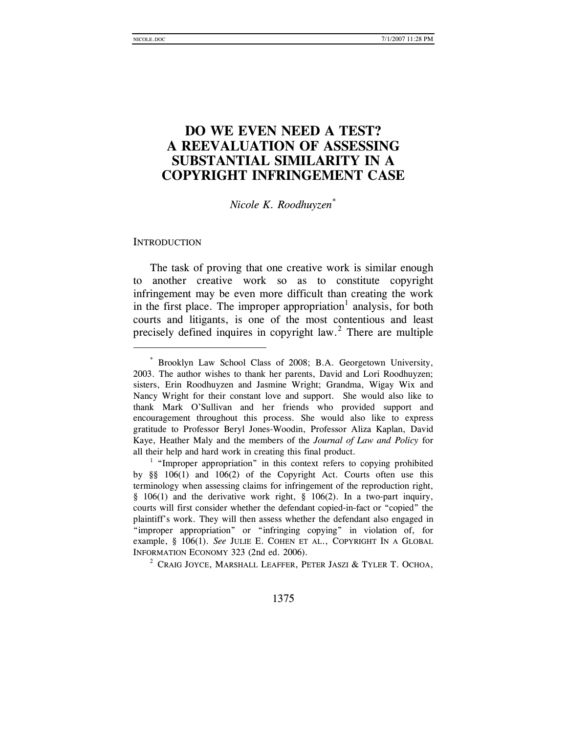# DO WE EVEN NEED A TEST? A REEVALUATION OF ASSESSING SUBSTANTIAL SIMILARITY IN A COPYRIGHT INFRINGEMENT CASE

*Nicole K. Roodhuyzen*[*]

INTRODUCTION

The task of proving that one creative work is similar enough to another creative work so as to constitute copyright infringement may be even more difficult than creating the work in the first place. The improper appropriation[1] analysis, for both courts and litigants, is one of the most contentious and least precisely defined inquires in copyright law.[2] There are multiple

---

[*] Brooklyn Law School Class of 2008; B.A. Georgetown University, 2003. The author wishes to thank her parents, David and Lori Roodhuyzen; sisters, Erin Roodhuyzen and Jasmine Wright; Grandma, Wigay Wix and Nancy Wright for their constant love and support. She would also like to thank Mark O'Sullivan and her friends who provided support and encouragement throughout this process. She would also like to express gratitude to Professor Beryl Jones-Woodin, Professor Aliza Kaplan, David Kaye, Heather Maly and the members of the *Journal of Law and Policy* for all their help and hard work in creating this final product.

[1] "Improper appropriation" in this context refers to copying prohibited by §§ 106(1) and 106(2) of the Copyright Act. Courts often use this terminology when assessing claims for infringement of the reproduction right, § 106(1) and the derivative work right, § 106(2). In a two-part inquiry, courts will first consider whether the defendant copied-in-fact or "copied" the plaintiff's work. They will then assess whether the defendant also engaged in "improper appropriation" or "infringing copying" in violation of, for example, § 106(1). *See* JULIE E. COHEN ET AL., COPYRIGHT IN A GLOBAL INFORMATION ECONOMY 323 (2nd ed. 2006).

[2] CRAIG JOYCE, MARSHALL LEAFFER, PETER JASZI & TYLER T. OCHOA,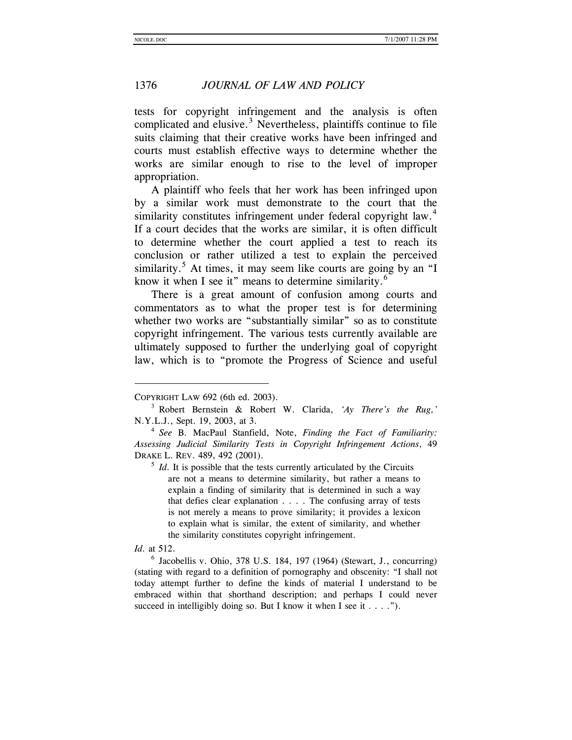tests for copyright infringement and the analysis is often complicated and elusive.[3] Nevertheless, plaintiffs continue to file suits claiming that their creative works have been infringed and courts must establish effective ways to determine whether the works are similar enough to rise to the level of improper appropriation.

A plaintiff who feels that her work has been infringed upon by a similar work must demonstrate to the court that the similarity constitutes infringement under federal copyright law.[4] If a court decides that the works are similar, it is often difficult to determine whether the court applied a test to reach its conclusion or rather utilized a test to explain the perceived similarity.[5] At times, it may seem like courts are going by an "I know it when I see it" means to determine similarity.[6]

There is a great amount of confusion among courts and commentators as to what the proper test is for determining whether two works are "substantially similar" so as to constitute copyright infringement. The various tests currently available are ultimately supposed to further the underlying goal of copyright law, which is to "promote the Progress of Science and useful

---

COPYRIGHT LAW 692 (6th ed. 2003).

[3] Robert Bernstein & Robert W. Clarida, *'Ay There's the Rug,'* N.Y.L.J., Sept. 19, 2003, at 3.

[4] *See* B. MacPaul Stanfield, Note, *Finding the Fact of Familiarity: Assessing Judicial Similarity Tests in Copyright Infringement Actions*, 49 DRAKE L. REV. 489, 492 (2001).

[5] *Id.* It is possible that the tests currently articulated by the Circuits

> are not a means to determine similarity, but rather a means to explain a finding of similarity that is determined in such a way that defies clear explanation . . . . The confusing array of tests is not merely a means to prove similarity; it provides a lexicon to explain what is similar, the extent of similarity, and whether the similarity constitutes copyright infringement.

*Id.* at 512.

[6] Jacobellis v. Ohio, 378 U.S. 184, 197 (1964) (Stewart, J., concurring) (stating with regard to a definition of pornography and obscenity: "I shall not today attempt further to define the kinds of material I understand to be embraced within that shorthand description; and perhaps I could never succeed in intelligibly doing so. But I know it when I see it . . . .").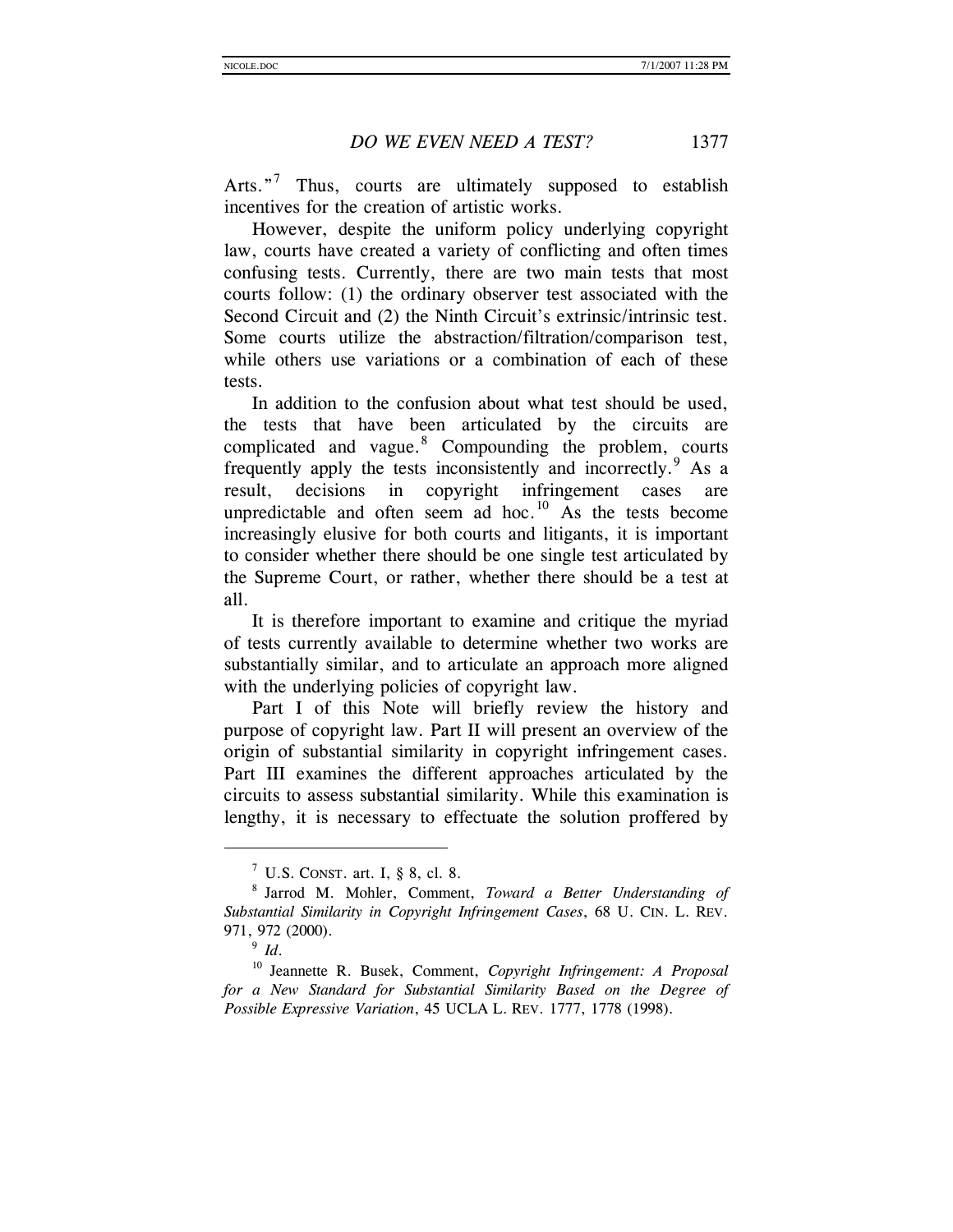Arts."[7] Thus, courts are ultimately supposed to establish incentives for the creation of artistic works.

However, despite the uniform policy underlying copyright law, courts have created a variety of conflicting and often times confusing tests. Currently, there are two main tests that most courts follow: (1) the ordinary observer test associated with the Second Circuit and (2) the Ninth Circuit's extrinsic/intrinsic test. Some courts utilize the abstraction/filtration/comparison test, while others use variations or a combination of each of these tests.

In addition to the confusion about what test should be used, the tests that have been articulated by the circuits are complicated and vague.[8] Compounding the problem, courts frequently apply the tests inconsistently and incorrectly.[9] As a result, decisions in copyright infringement cases are unpredictable and often seem ad hoc.[10] As the tests become increasingly elusive for both courts and litigants, it is important to consider whether there should be one single test articulated by the Supreme Court, or rather, whether there should be a test at all.

It is therefore important to examine and critique the myriad of tests currently available to determine whether two works are substantially similar, and to articulate an approach more aligned with the underlying policies of copyright law.

Part I of this Note will briefly review the history and purpose of copyright law. Part II will present an overview of the origin of substantial similarity in copyright infringement cases. Part III examines the different approaches articulated by the circuits to assess substantial similarity. While this examination is lengthy, it is necessary to effectuate the solution proffered by

---

[7] U.S. CONST. art. I, § 8, cl. 8.

[8] Jarrod M. Mohler, Comment, *Toward a Better Understanding of Substantial Similarity in Copyright Infringement Cases*, 68 U. CIN. L. REV. 971, 972 (2000).

[9] *Id.*

[10] Jeannette R. Busek, Comment, *Copyright Infringement: A Proposal for a New Standard for Substantial Similarity Based on the Degree of Possible Expressive Variation*, 45 UCLA L. REV. 1777, 1778 (1998).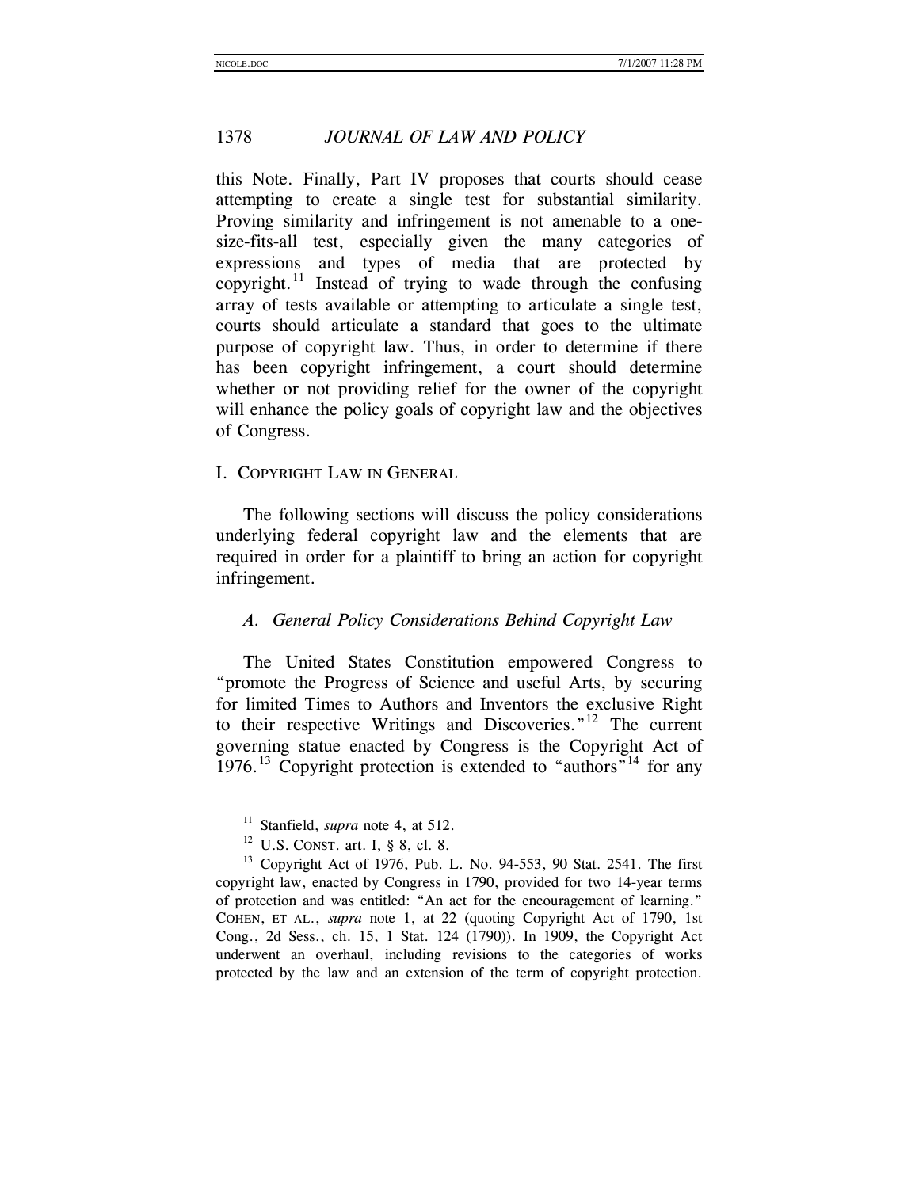this Note. Finally, Part IV proposes that courts should cease attempting to create a single test for substantial similarity. Proving similarity and infringement is not amenable to a one-size-fits-all test, especially given the many categories of expressions and types of media that are protected by copyright.[11] Instead of trying to wade through the confusing array of tests available or attempting to articulate a single test, courts should articulate a standard that goes to the ultimate purpose of copyright law. Thus, in order to determine if there has been copyright infringement, a court should determine whether or not providing relief for the owner of the copyright will enhance the policy goals of copyright law and the objectives of Congress.

## I. Copyright Law in General

The following sections will discuss the policy considerations underlying federal copyright law and the elements that are required in order for a plaintiff to bring an action for copyright infringement.

### *A. General Policy Considerations Behind Copyright Law*

The United States Constitution empowered Congress to "promote the Progress of Science and useful Arts, by securing for limited Times to Authors and Inventors the exclusive Right to their respective Writings and Discoveries."[12] The current governing statue enacted by Congress is the Copyright Act of 1976.[13] Copyright protection is extended to "authors"[14] for any

---

[11] Stanfield, *supra* note 4, at 512.

[12] U.S. CONST. art. I, § 8, cl. 8.

[13] Copyright Act of 1976, Pub. L. No. 94-553, 90 Stat. 2541. The first copyright law, enacted by Congress in 1790, provided for two 14-year terms of protection and was entitled: "An act for the encouragement of learning." COHEN, ET AL., *supra* note 1, at 22 (quoting Copyright Act of 1790, 1st Cong., 2d Sess., ch. 15, 1 Stat. 124 (1790)). In 1909, the Copyright Act underwent an overhaul, including revisions to the categories of works protected by the law and an extension of the term of copyright protection.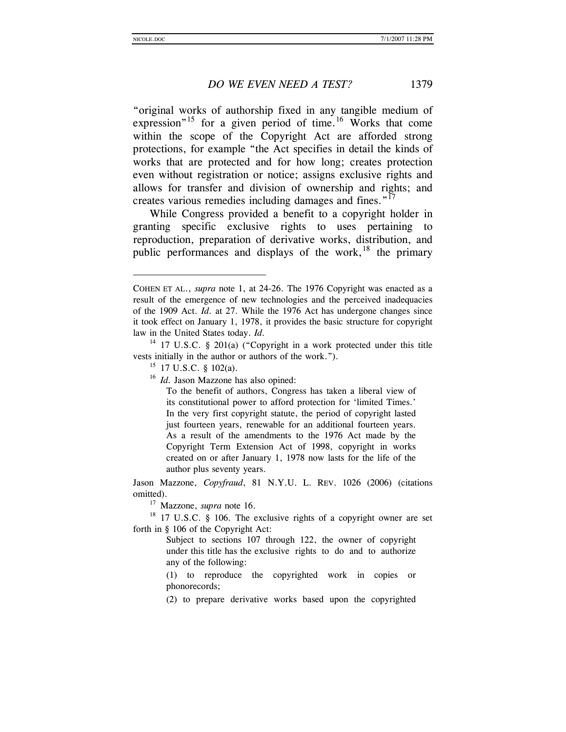"original works of authorship fixed in any tangible medium of expression"[15] for a given period of time.[16] Works that come within the scope of the Copyright Act are afforded strong protections, for example "the Act specifies in detail the kinds of works that are protected and for how long; creates protection even without registration or notice; assigns exclusive rights and allows for transfer and division of ownership and rights; and creates various remedies including damages and fines."[17]

While Congress provided a benefit to a copyright holder in granting specific exclusive rights to uses pertaining to reproduction, preparation of derivative works, distribution, and public performances and displays of the work,[18] the primary

---

COHEN ET AL., *supra* note 1, at 24-26. The 1976 Copyright was enacted as a result of the emergence of new technologies and the perceived inadequacies of the 1909 Act. *Id*. at 27. While the 1976 Act has undergone changes since it took effect on January 1, 1978, it provides the basic structure for copyright law in the United States today. *Id*.

[14] 17 U.S.C. § 201(a) ("Copyright in a work protected under this title vests initially in the author or authors of the work.").

[15] 17 U.S.C. § 102(a).

[16] *Id*. Jason Mazzone has also opined:

> To the benefit of authors, Congress has taken a liberal view of its constitutional power to afford protection for 'limited Times.' In the very first copyright statute, the period of copyright lasted just fourteen years, renewable for an additional fourteen years. As a result of the amendments to the 1976 Act made by the Copyright Term Extension Act of 1998, copyright in works created on or after January 1, 1978 now lasts for the life of the author plus seventy years.

Jason Mazzone, *Copyfraud*, 81 N.Y.U. L. REV. 1026 (2006) (citations omitted).

[17] Mazzone, *supra* note 16.

[18] 17 U.S.C. § 106. The exclusive rights of a copyright owner are set forth in § 106 of the Copyright Act:

> Subject to sections 107 through 122, the owner of copyright under this title has the exclusive rights to do and to authorize any of the following:
>
> (1) to reproduce the copyrighted work in copies or phonorecords;
>
> (2) to prepare derivative works based upon the copyrighted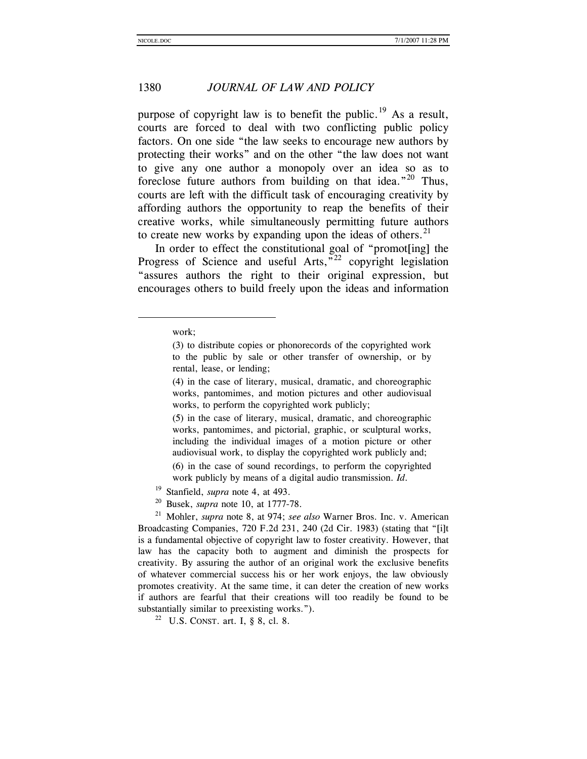purpose of copyright law is to benefit the public.[19] As a result, courts are forced to deal with two conflicting public policy factors. On one side "the law seeks to encourage new authors by protecting their works" and on the other "the law does not want to give any one author a monopoly over an idea so as to foreclose future authors from building on that idea."[20] Thus, courts are left with the difficult task of encouraging creativity by affording authors the opportunity to reap the benefits of their creative works, while simultaneously permitting future authors to create new works by expanding upon the ideas of others.[21]

In order to effect the constitutional goal of "promot[ing] the Progress of Science and useful Arts,"[22] copyright legislation "assures authors the right to their original expression, but encourages others to build freely upon the ideas and information

---

> work;
>
> (3) to distribute copies or phonorecords of the copyrighted work to the public by sale or other transfer of ownership, or by rental, lease, or lending;
>
> (4) in the case of literary, musical, dramatic, and choreographic works, pantomimes, and motion pictures and other audiovisual works, to perform the copyrighted work publicly;
>
> (5) in the case of literary, musical, dramatic, and choreographic works, pantomimes, and pictorial, graphic, or sculptural works, including the individual images of a motion picture or other audiovisual work, to display the copyrighted work publicly and;
>
> (6) in the case of sound recordings, to perform the copyrighted work publicly by means of a digital audio transmission. *Id.*

[19] Stanfield, *supra* note 4, at 493.

[20] Busek, *supra* note 10, at 1777-78.

[21] Mohler, *supra* note 8, at 974; *see also* Warner Bros. Inc. v. American Broadcasting Companies, 720 F.2d 231, 240 (2d Cir. 1983) (stating that "[i]t is a fundamental objective of copyright law to foster creativity. However, that law has the capacity both to augment and diminish the prospects for creativity. By assuring the author of an original work the exclusive benefits of whatever commercial success his or her work enjoys, the law obviously promotes creativity. At the same time, it can deter the creation of new works if authors are fearful that their creations will too readily be found to be substantially similar to preexisting works.").

[22] U.S. CONST. art. I, § 8, cl. 8.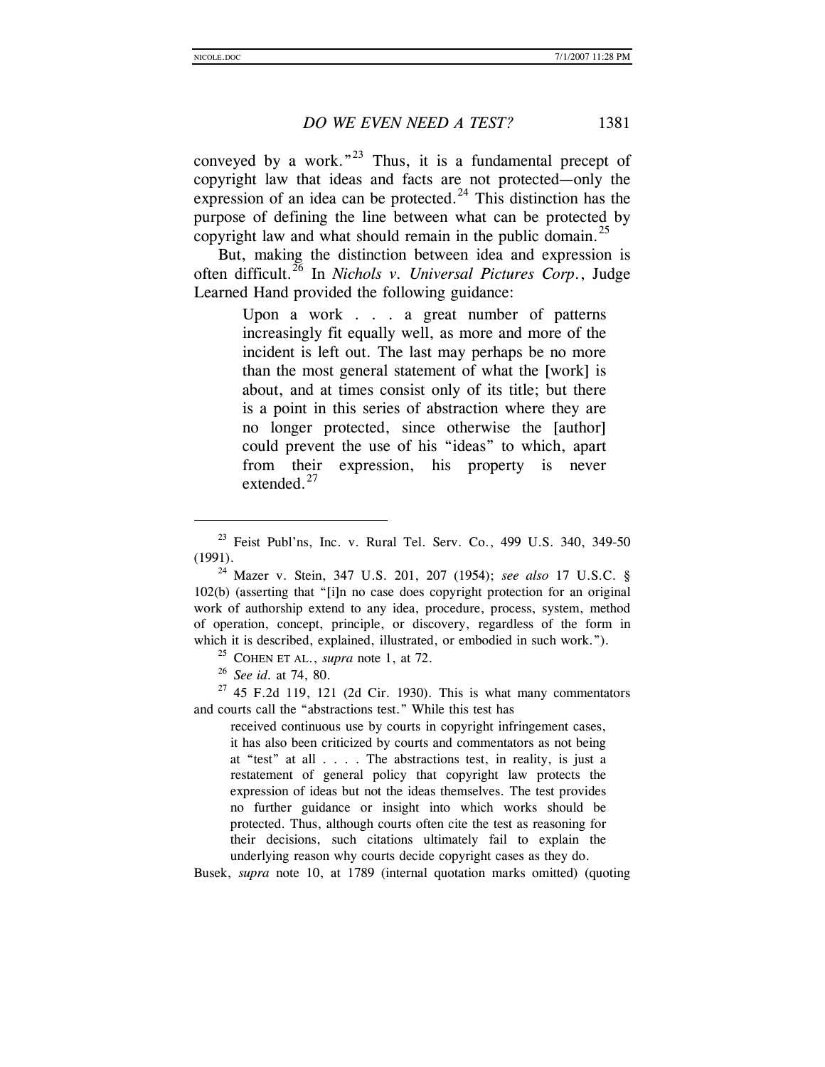conveyed by a work."[23] Thus, it is a fundamental precept of copyright law that ideas and facts are not protected—only the expression of an idea can be protected.[24] This distinction has the purpose of defining the line between what can be protected by copyright law and what should remain in the public domain.[25]

But, making the distinction between idea and expression is often difficult.[26] In *Nichols v. Universal Pictures Corp.*, Judge Learned Hand provided the following guidance:

> Upon a work . . . a great number of patterns increasingly fit equally well, as more and more of the incident is left out. The last may perhaps be no more than the most general statement of what the [work] is about, and at times consist only of its title; but there is a point in this series of abstraction where they are no longer protected, since otherwise the [author] could prevent the use of his "ideas" to which, apart from their expression, his property is never extended.[27]

---

[23] Feist Publ'ns, Inc. v. Rural Tel. Serv. Co., 499 U.S. 340, 349-50 (1991).

[24] Mazer v. Stein, 347 U.S. 201, 207 (1954); *see also* 17 U.S.C. § 102(b) (asserting that "[i]n no case does copyright protection for an original work of authorship extend to any idea, procedure, process, system, method of operation, concept, principle, or discovery, regardless of the form in which it is described, explained, illustrated, or embodied in such work.").

[25] COHEN ET AL., *supra* note 1, at 72.

[26] *See id.* at 74, 80.

[27] 45 F.2d 119, 121 (2d Cir. 1930). This is what many commentators and courts call the "abstractions test." While this test has

> received continuous use by courts in copyright infringement cases, it has also been criticized by courts and commentators as not being at "test" at all . . . . The abstractions test, in reality, is just a restatement of general policy that copyright law protects the expression of ideas but not the ideas themselves. The test provides no further guidance or insight into which works should be protected. Thus, although courts often cite the test as reasoning for their decisions, such citations ultimately fail to explain the underlying reason why courts decide copyright cases as they do.

Busek, *supra* note 10, at 1789 (internal quotation marks omitted) (quoting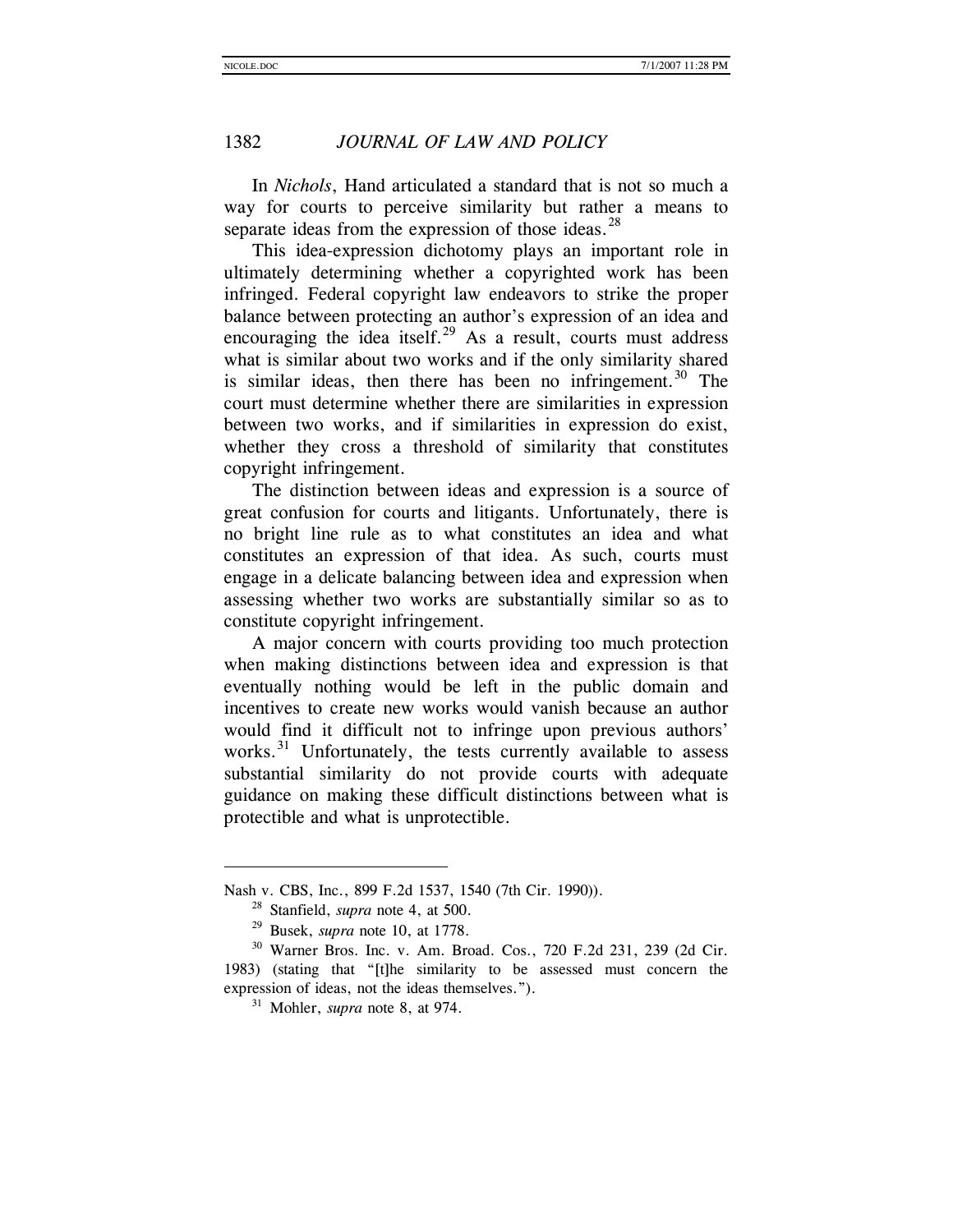In *Nichols*, Hand articulated a standard that is not so much a way for courts to perceive similarity but rather a means to separate ideas from the expression of those ideas.[28]

This idea-expression dichotomy plays an important role in ultimately determining whether a copyrighted work has been infringed. Federal copyright law endeavors to strike the proper balance between protecting an author's expression of an idea and encouraging the idea itself.[29] As a result, courts must address what is similar about two works and if the only similarity shared is similar ideas, then there has been no infringement.[30] The court must determine whether there are similarities in expression between two works, and if similarities in expression do exist, whether they cross a threshold of similarity that constitutes copyright infringement.

The distinction between ideas and expression is a source of great confusion for courts and litigants. Unfortunately, there is no bright line rule as to what constitutes an idea and what constitutes an expression of that idea. As such, courts must engage in a delicate balancing between idea and expression when assessing whether two works are substantially similar so as to constitute copyright infringement.

A major concern with courts providing too much protection when making distinctions between idea and expression is that eventually nothing would be left in the public domain and incentives to create new works would vanish because an author would find it difficult not to infringe upon previous authors' works.[31] Unfortunately, the tests currently available to assess substantial similarity do not provide courts with adequate guidance on making these difficult distinctions between what is protectible and what is unprotectible.

---

Nash v. CBS, Inc., 899 F.2d 1537, 1540 (7th Cir. 1990)).

[28] Stanfield, *supra* note 4, at 500.

[29] Busek, *supra* note 10, at 1778.

[30] Warner Bros. Inc. v. Am. Broad. Cos., 720 F.2d 231, 239 (2d Cir. 1983) (stating that "[t]he similarity to be assessed must concern the expression of ideas, not the ideas themselves.").

[31] Mohler, *supra* note 8, at 974.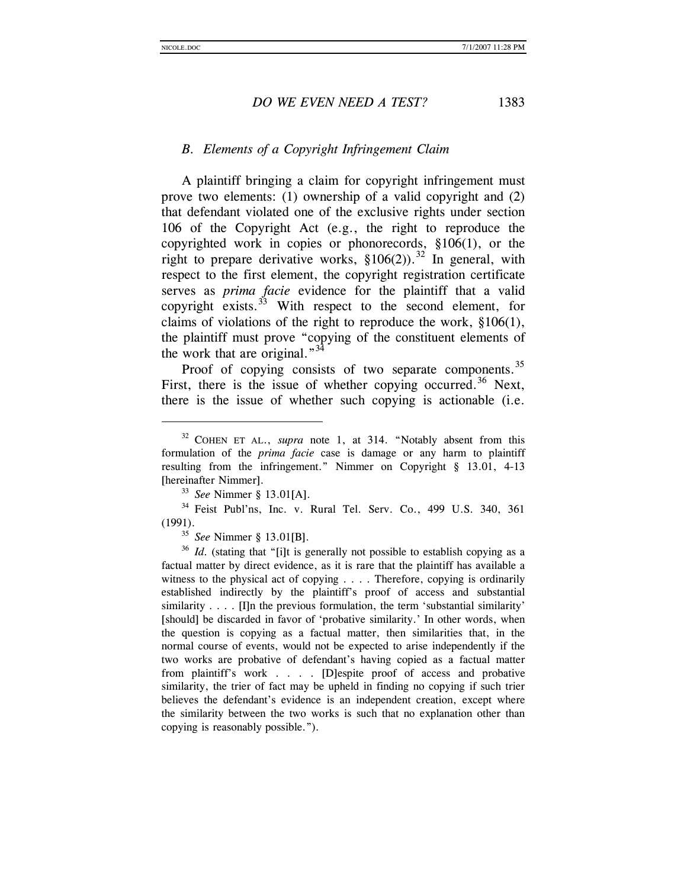### *B. Elements of a Copyright Infringement Claim*

A plaintiff bringing a claim for copyright infringement must prove two elements: (1) ownership of a valid copyright and (2) that defendant violated one of the exclusive rights under section 106 of the Copyright Act (e.g., the right to reproduce the copyrighted work in copies or phonorecords, §106(1), or the right to prepare derivative works, §106(2)).[32] In general, with respect to the first element, the copyright registration certificate serves as *prima facie* evidence for the plaintiff that a valid copyright exists.[33] With respect to the second element, for claims of violations of the right to reproduce the work, §106(1), the plaintiff must prove "copying of the constituent elements of the work that are original."[34]

Proof of copying consists of two separate components.[35] First, there is the issue of whether copying occurred.[36] Next, there is the issue of whether such copying is actionable (i.e.

---

[32] COHEN ET AL., *supra* note 1, at 314. "Notably absent from this formulation of the *prima facie* case is damage or any harm to plaintiff resulting from the infringement." Nimmer on Copyright § 13.01, 4-13 [hereinafter Nimmer].

[33] *See* Nimmer § 13.01[A].

[34] Feist Publ'ns, Inc. v. Rural Tel. Serv. Co., 499 U.S. 340, 361 (1991).

[35] *See* Nimmer § 13.01[B].

[36] *Id.* (stating that "[i]t is generally not possible to establish copying as a factual matter by direct evidence, as it is rare that the plaintiff has available a witness to the physical act of copying . . . . Therefore, copying is ordinarily established indirectly by the plaintiff's proof of access and substantial similarity . . . . [I]n the previous formulation, the term 'substantial similarity' [should] be discarded in favor of 'probative similarity.' In other words, when the question is copying as a factual matter, then similarities that, in the normal course of events, would not be expected to arise independently if the two works are probative of defendant's having copied as a factual matter from plaintiff's work . . . . [D]espite proof of access and probative similarity, the trier of fact may be upheld in finding no copying if such trier believes the defendant's evidence is an independent creation, except where the similarity between the two works is such that no explanation other than copying is reasonably possible.").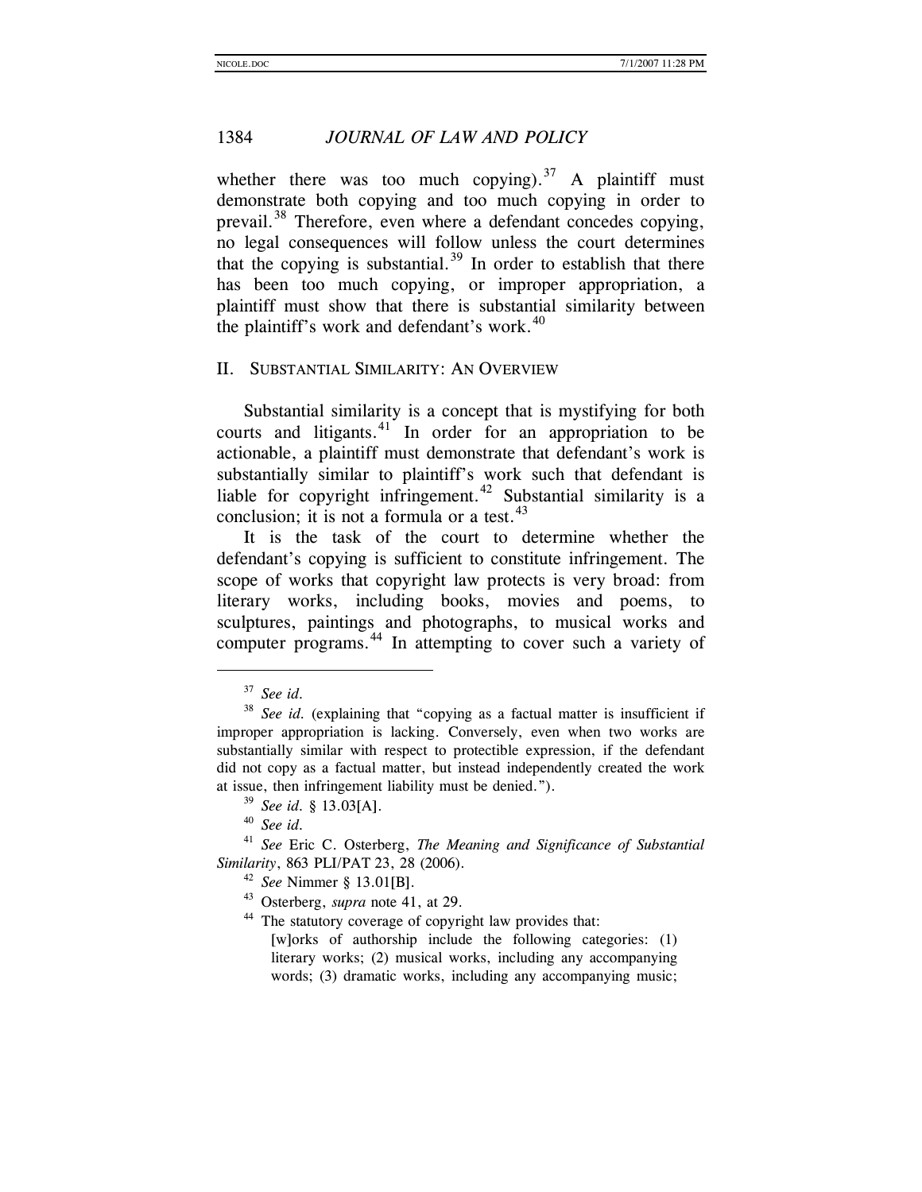whether there was too much copying).[37] A plaintiff must demonstrate both copying and too much copying in order to prevail.[38] Therefore, even where a defendant concedes copying, no legal consequences will follow unless the court determines that the copying is substantial.[39] In order to establish that there has been too much copying, or improper appropriation, a plaintiff must show that there is substantial similarity between the plaintiff's work and defendant's work.[40]

## II. SUBSTANTIAL SIMILARITY: AN OVERVIEW

Substantial similarity is a concept that is mystifying for both courts and litigants.[41] In order for an appropriation to be actionable, a plaintiff must demonstrate that defendant's work is substantially similar to plaintiff's work such that defendant is liable for copyright infringement.[42] Substantial similarity is a conclusion; it is not a formula or a test.[43]

It is the task of the court to determine whether the defendant's copying is sufficient to constitute infringement. The scope of works that copyright law protects is very broad: from literary works, including books, movies and poems, to sculptures, paintings and photographs, to musical works and computer programs.[44] In attempting to cover such a variety of

---

[37] *See id.*

[38] *See id.* (explaining that "copying as a factual matter is insufficient if improper appropriation is lacking. Conversely, even when two works are substantially similar with respect to protectible expression, if the defendant did not copy as a factual matter, but instead independently created the work at issue, then infringement liability must be denied.").

[39] *See id.* § 13.03[A].

[40] *See id.*

[41] *See* Eric C. Osterberg, *The Meaning and Significance of Substantial Similarity*, 863 PLI/PAT 23, 28 (2006).

[42] *See* Nimmer § 13.01[B].

[43] Osterberg, *supra* note 41, at 29.

[44] The statutory coverage of copyright law provides that:

> [w]orks of authorship include the following categories: (1) literary works; (2) musical works, including any accompanying words; (3) dramatic works, including any accompanying music;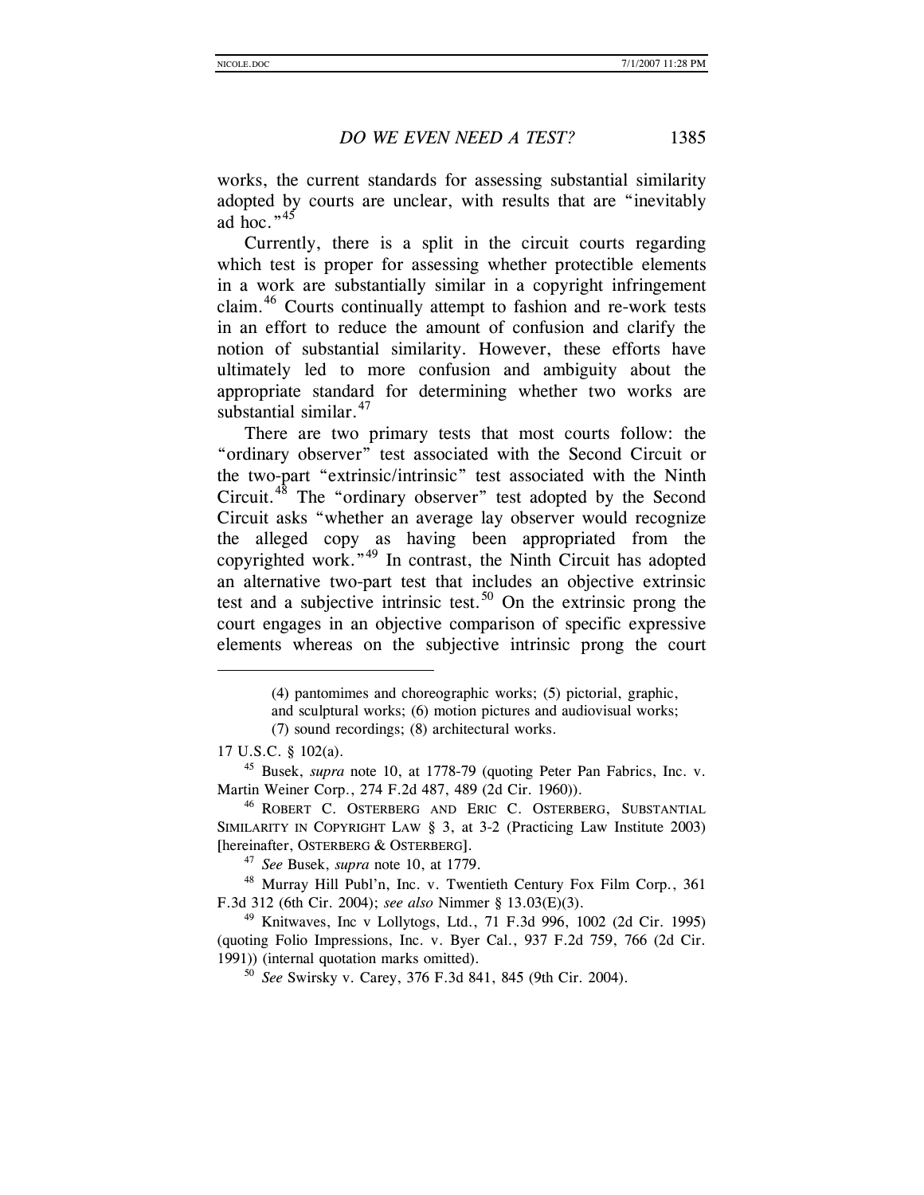works, the current standards for assessing substantial similarity adopted by courts are unclear, with results that are "inevitably ad hoc."[45]

Currently, there is a split in the circuit courts regarding which test is proper for assessing whether protectible elements in a work are substantially similar in a copyright infringement claim.[46] Courts continually attempt to fashion and re-work tests in an effort to reduce the amount of confusion and clarify the notion of substantial similarity. However, these efforts have ultimately led to more confusion and ambiguity about the appropriate standard for determining whether two works are substantial similar.[47]

There are two primary tests that most courts follow: the "ordinary observer" test associated with the Second Circuit or the two-part "extrinsic/intrinsic" test associated with the Ninth Circuit.[48] The "ordinary observer" test adopted by the Second Circuit asks "whether an average lay observer would recognize the alleged copy as having been appropriated from the copyrighted work."[49] In contrast, the Ninth Circuit has adopted an alternative two-part test that includes an objective extrinsic test and a subjective intrinsic test.[50] On the extrinsic prong the court engages in an objective comparison of specific expressive elements whereas on the subjective intrinsic prong the court

---

> (4) pantomimes and choreographic works; (5) pictorial, graphic, and sculptural works; (6) motion pictures and audiovisual works; (7) sound recordings; (8) architectural works.

17 U.S.C. § 102(a).

[45] Busek, *supra* note 10, at 1778-79 (quoting Peter Pan Fabrics, Inc. v. Martin Weiner Corp., 274 F.2d 487, 489 (2d Cir. 1960)).

[46] ROBERT C. OSTERBERG AND ERIC C. OSTERBERG, SUBSTANTIAL SIMILARITY IN COPYRIGHT LAW § 3, at 3-2 (Practicing Law Institute 2003) [hereinafter, OSTERBERG & OSTERBERG].

[47] *See* Busek, *supra* note 10, at 1779.

[48] Murray Hill Publ'n, Inc. v. Twentieth Century Fox Film Corp., 361 F.3d 312 (6th Cir. 2004); *see also* Nimmer § 13.03(E)(3).

[49] Knitwaves, Inc v Lollytogs, Ltd., 71 F.3d 996, 1002 (2d Cir. 1995) (quoting Folio Impressions, Inc. v. Byer Cal., 937 F.2d 759, 766 (2d Cir. 1991)) (internal quotation marks omitted).

[50] *See* Swirsky v. Carey, 376 F.3d 841, 845 (9th Cir. 2004).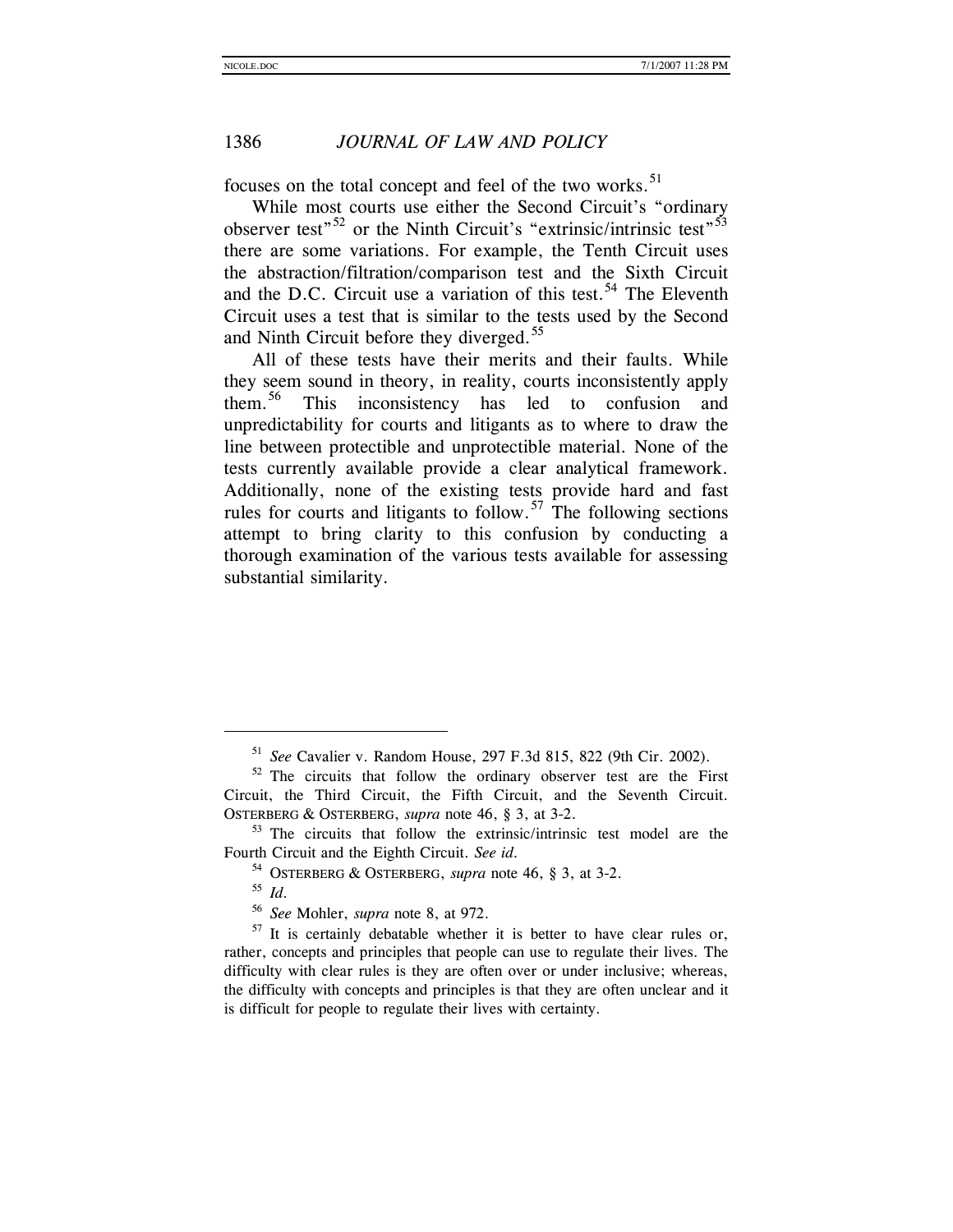focuses on the total concept and feel of the two works.[51]

While most courts use either the Second Circuit's "ordinary observer test"[52] or the Ninth Circuit's "extrinsic/intrinsic test"[53] there are some variations. For example, the Tenth Circuit uses the abstraction/filtration/comparison test and the Sixth Circuit and the D.C. Circuit use a variation of this test.[54] The Eleventh Circuit uses a test that is similar to the tests used by the Second and Ninth Circuit before they diverged.[55]

All of these tests have their merits and their faults. While they seem sound in theory, in reality, courts inconsistently apply them.[56] This inconsistency has led to confusion and unpredictability for courts and litigants as to where to draw the line between protectible and unprotectible material. None of the tests currently available provide a clear analytical framework. Additionally, none of the existing tests provide hard and fast rules for courts and litigants to follow.[57] The following sections attempt to bring clarity to this confusion by conducting a thorough examination of the various tests available for assessing substantial similarity.

---

[51] *See* Cavalier v. Random House, 297 F.3d 815, 822 (9th Cir. 2002).

[52] The circuits that follow the ordinary observer test are the First Circuit, the Third Circuit, the Fifth Circuit, and the Seventh Circuit. OSTERBERG & OSTERBERG, *supra* note 46, § 3, at 3-2.

[53] The circuits that follow the extrinsic/intrinsic test model are the Fourth Circuit and the Eighth Circuit. *See id.*

[54] OSTERBERG & OSTERBERG, *supra* note 46, § 3, at 3-2.

[55] *Id.*

[56] *See* Mohler, *supra* note 8, at 972.

[57] It is certainly debatable whether it is better to have clear rules or, rather, concepts and principles that people can use to regulate their lives. The difficulty with clear rules is they are often over or under inclusive; whereas, the difficulty with concepts and principles is that they are often unclear and it is difficult for people to regulate their lives with certainty.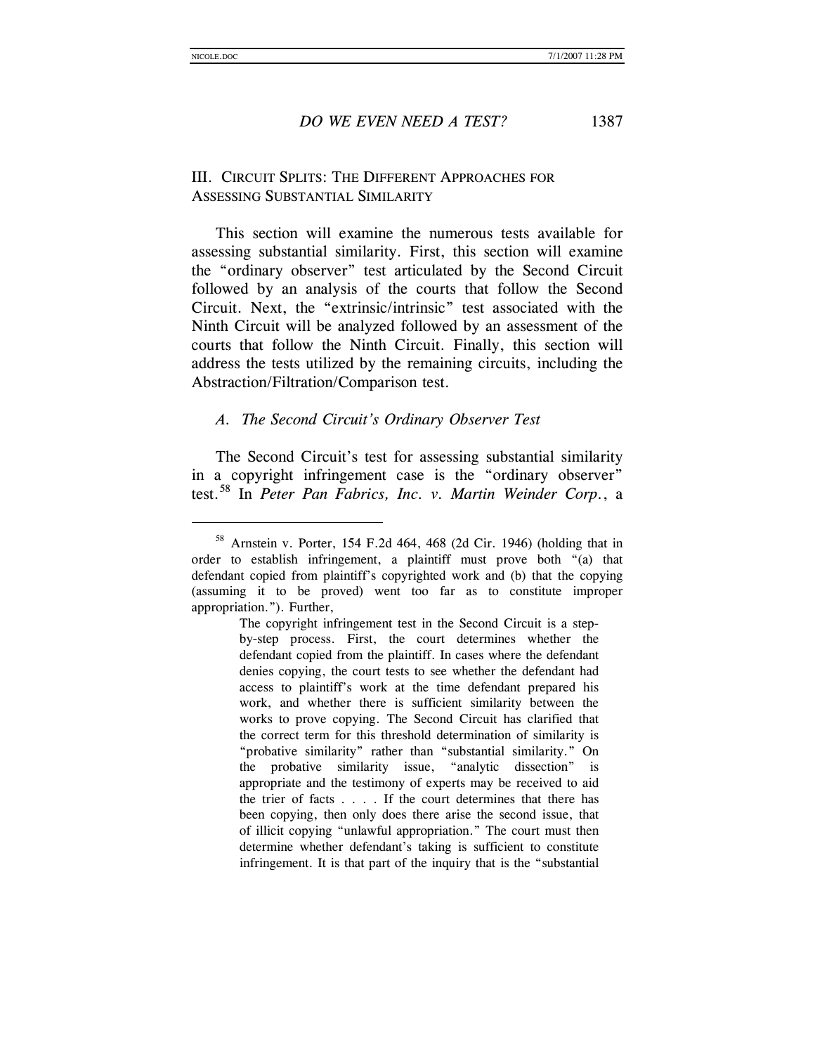## III. Circuit Splits: The Different Approaches for Assessing Substantial Similarity

This section will examine the numerous tests available for assessing substantial similarity. First, this section will examine the "ordinary observer" test articulated by the Second Circuit followed by an analysis of the courts that follow the Second Circuit. Next, the "extrinsic/intrinsic" test associated with the Ninth Circuit will be analyzed followed by an assessment of the courts that follow the Ninth Circuit. Finally, this section will address the tests utilized by the remaining circuits, including the Abstraction/Filtration/Comparison test.

### *A. The Second Circuit's Ordinary Observer Test*

The Second Circuit's test for assessing substantial similarity in a copyright infringement case is the "ordinary observer" test.[58] In *Peter Pan Fabrics, Inc. v. Martin Weinder Corp.*, a

---

[58] Arnstein v. Porter, 154 F.2d 464, 468 (2d Cir. 1946) (holding that in order to establish infringement, a plaintiff must prove both "(a) that defendant copied from plaintiff's copyrighted work and (b) that the copying (assuming it to be proved) went too far as to constitute improper appropriation."). Further,

> The copyright infringement test in the Second Circuit is a step-by-step process. First, the court determines whether the defendant copied from the plaintiff. In cases where the defendant denies copying, the court tests to see whether the defendant had access to plaintiff's work at the time defendant prepared his work, and whether there is sufficient similarity between the works to prove copying. The Second Circuit has clarified that the correct term for this threshold determination of similarity is "probative similarity" rather than "substantial similarity." On the probative similarity issue, "analytic dissection" is appropriate and the testimony of experts may be received to aid the trier of facts . . . . If the court determines that there has been copying, then only does there arise the second issue, that of illicit copying "unlawful appropriation." The court must then determine whether defendant's taking is sufficient to constitute infringement. It is that part of the inquiry that is the "substantial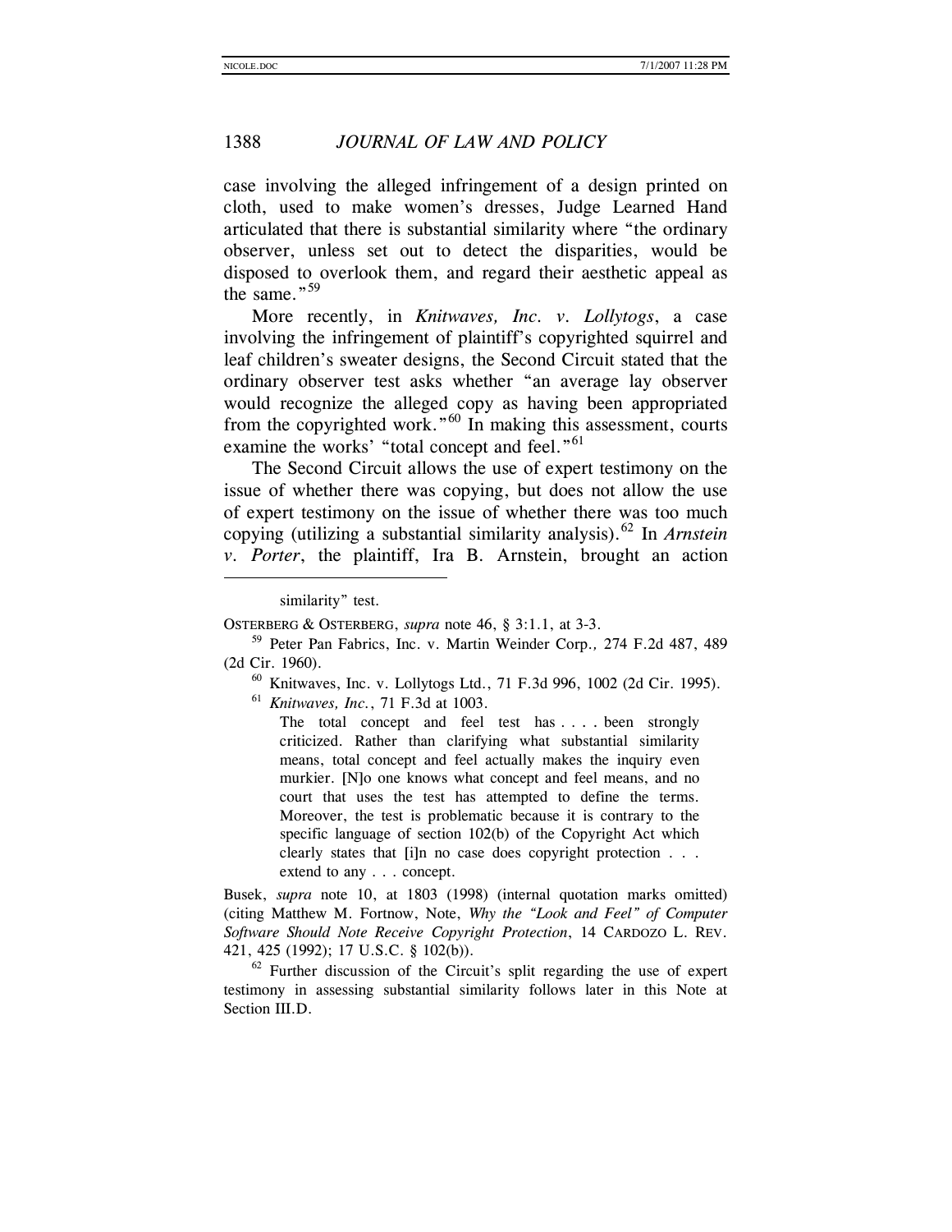case involving the alleged infringement of a design printed on cloth, used to make women's dresses, Judge Learned Hand articulated that there is substantial similarity where "the ordinary observer, unless set out to detect the disparities, would be disposed to overlook them, and regard their aesthetic appeal as the same."[59]

More recently, in *Knitwaves, Inc. v. Lollytogs*, a case involving the infringement of plaintiff's copyrighted squirrel and leaf children's sweater designs, the Second Circuit stated that the ordinary observer test asks whether "an average lay observer would recognize the alleged copy as having been appropriated from the copyrighted work."[60] In making this assessment, courts examine the works' "total concept and feel."[61]

The Second Circuit allows the use of expert testimony on the issue of whether there was copying, but does not allow the use of expert testimony on the issue of whether there was too much copying (utilizing a substantial similarity analysis).[62] In *Arnstein v. Porter*, the plaintiff, Ira B. Arnstein, brought an action

---

similarity" test.

OSTERBERG & OSTERBERG, *supra* note 46, § 3:1.1, at 3-3.

[59] Peter Pan Fabrics, Inc. v. Martin Weinder Corp*.*, 274 F.2d 487, 489 (2d Cir. 1960).

[60] Knitwaves, Inc. v. Lollytogs Ltd., 71 F.3d 996, 1002 (2d Cir. 1995).

[61] *Knitwaves, Inc.*, 71 F.3d at 1003.

> The total concept and feel test has . . . . been strongly criticized. Rather than clarifying what substantial similarity means, total concept and feel actually makes the inquiry even murkier. [N]o one knows what concept and feel means, and no court that uses the test has attempted to define the terms. Moreover, the test is problematic because it is contrary to the specific language of section 102(b) of the Copyright Act which clearly states that [i]n no case does copyright protection . . . extend to any . . . concept.

Busek, *supra* note 10, at 1803 (1998) (internal quotation marks omitted) (citing Matthew M. Fortnow, Note, *Why the "Look and Feel" of Computer Software Should Note Receive Copyright Protection*, 14 CARDOZO L. REV. 421, 425 (1992); 17 U.S.C. § 102(b)).

[62] Further discussion of the Circuit's split regarding the use of expert testimony in assessing substantial similarity follows later in this Note at Section III.D.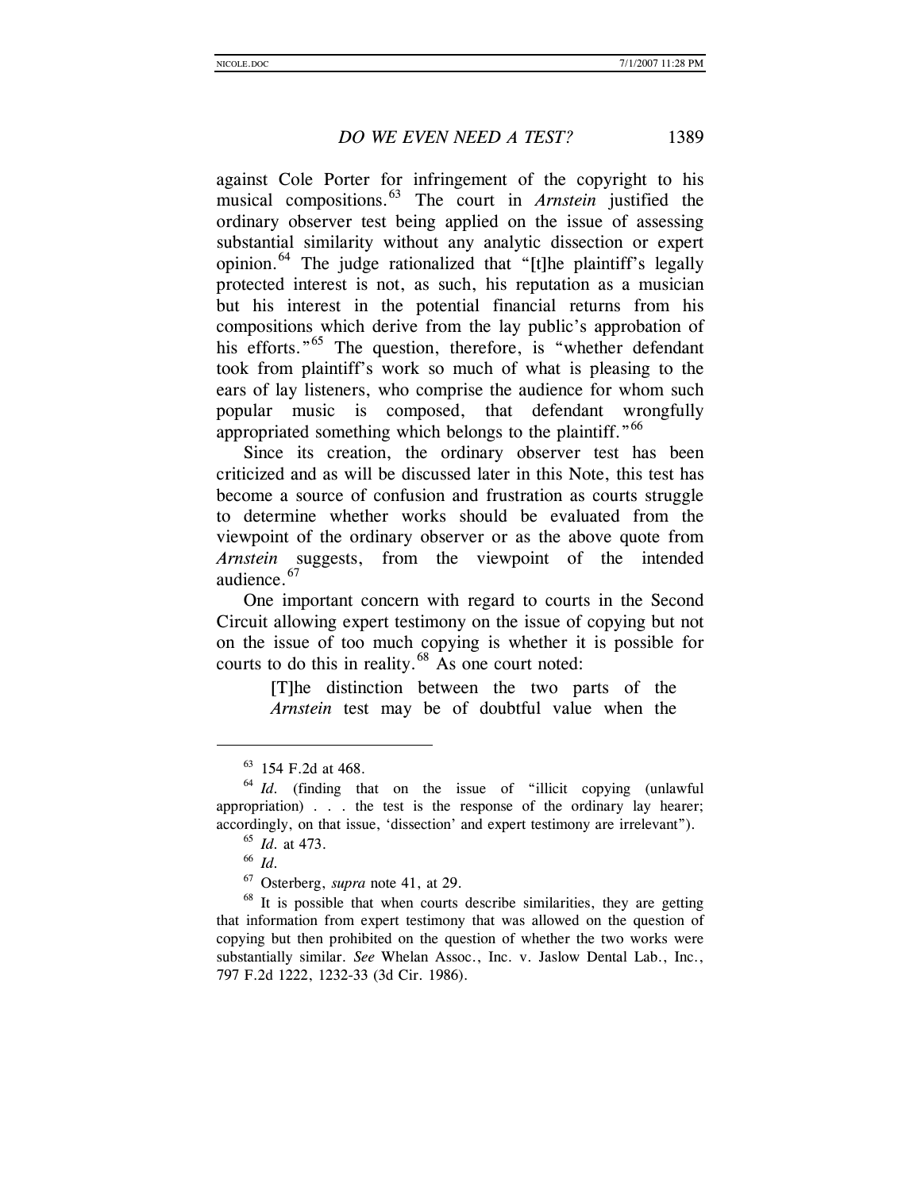against Cole Porter for infringement of the copyright to his musical compositions.[63] The court in *Arnstein* justified the ordinary observer test being applied on the issue of assessing substantial similarity without any analytic dissection or expert opinion.[64] The judge rationalized that "[t]he plaintiff's legally protected interest is not, as such, his reputation as a musician but his interest in the potential financial returns from his compositions which derive from the lay public's approbation of his efforts."[65] The question, therefore, is "whether defendant took from plaintiff's work so much of what is pleasing to the ears of lay listeners, who comprise the audience for whom such popular music is composed, that defendant wrongfully appropriated something which belongs to the plaintiff."[66]

Since its creation, the ordinary observer test has been criticized and as will be discussed later in this Note, this test has become a source of confusion and frustration as courts struggle to determine whether works should be evaluated from the viewpoint of the ordinary observer or as the above quote from *Arnstein* suggests, from the viewpoint of the intended audience.[67]

One important concern with regard to courts in the Second Circuit allowing expert testimony on the issue of copying but not on the issue of too much copying is whether it is possible for courts to do this in reality.[68] As one court noted:

> [T]he distinction between the two parts of the *Arnstein* test may be of doubtful value when the

---

[63] 154 F.2d at 468.

[64] *Id.* (finding that on the issue of "illicit copying (unlawful appropriation) . . . the test is the response of the ordinary lay hearer; accordingly, on that issue, 'dissection' and expert testimony are irrelevant").

[65] *Id.* at 473.

[66] *Id.*

[67] Osterberg, *supra* note 41, at 29.

[68] It is possible that when courts describe similarities, they are getting that information from expert testimony that was allowed on the question of copying but then prohibited on the question of whether the two works were substantially similar. *See* Whelan Assoc., Inc. v. Jaslow Dental Lab., Inc., 797 F.2d 1222, 1232-33 (3d Cir. 1986).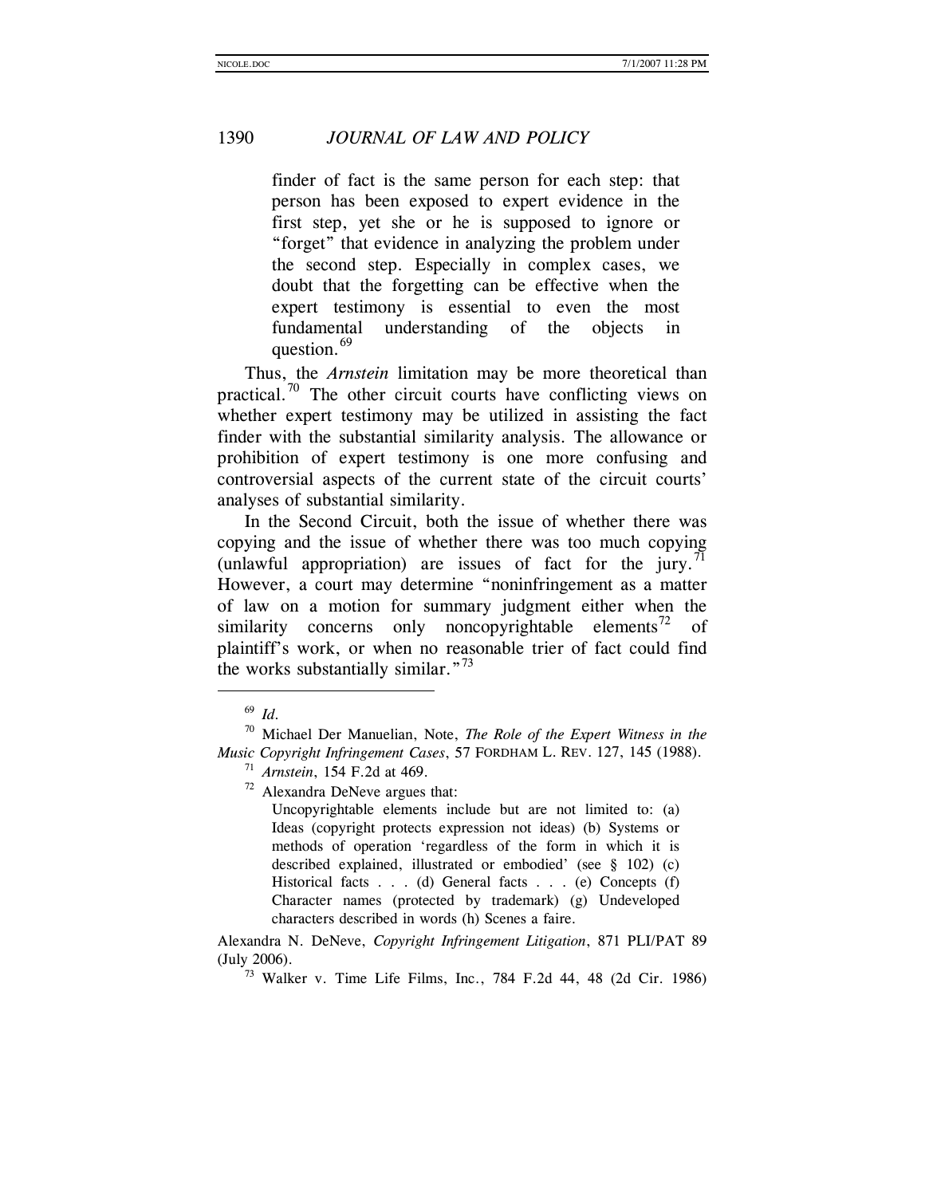> finder of fact is the same person for each step: that person has been exposed to expert evidence in the first step, yet she or he is supposed to ignore or "forget" that evidence in analyzing the problem under the second step. Especially in complex cases, we doubt that the forgetting can be effective when the expert testimony is essential to even the most fundamental understanding of the objects in question.[69]

Thus, the *Arnstein* limitation may be more theoretical than practical.[70] The other circuit courts have conflicting views on whether expert testimony may be utilized in assisting the fact finder with the substantial similarity analysis. The allowance or prohibition of expert testimony is one more confusing and controversial aspects of the current state of the circuit courts' analyses of substantial similarity.

In the Second Circuit, both the issue of whether there was copying and the issue of whether there was too much copying (unlawful appropriation) are issues of fact for the jury.[71] However, a court may determine "noninfringement as a matter of law on a motion for summary judgment either when the similarity concerns only noncopyrightable elements[72] of plaintiff's work, or when no reasonable trier of fact could find the works substantially similar."[73]

---

[69] *Id.*

[70] Michael Der Manuelian, Note, *The Role of the Expert Witness in the Music Copyright Infringement Cases*, 57 FORDHAM L. REV. 127, 145 (1988).

[71] *Arnstein*, 154 F.2d at 469.

[72] Alexandra DeNeve argues that:

> Uncopyrightable elements include but are not limited to: (a) Ideas (copyright protects expression not ideas) (b) Systems or methods of operation 'regardless of the form in which it is described explained, illustrated or embodied' (see § 102) (c) Historical facts . . . (d) General facts . . . (e) Concepts (f) Character names (protected by trademark) (g) Undeveloped characters described in words (h) Scenes a faire.

Alexandra N. DeNeve, *Copyright Infringement Litigation*, 871 PLI/PAT 89 (July 2006).

[73] Walker v. Time Life Films, Inc., 784 F.2d 44, 48 (2d Cir. 1986)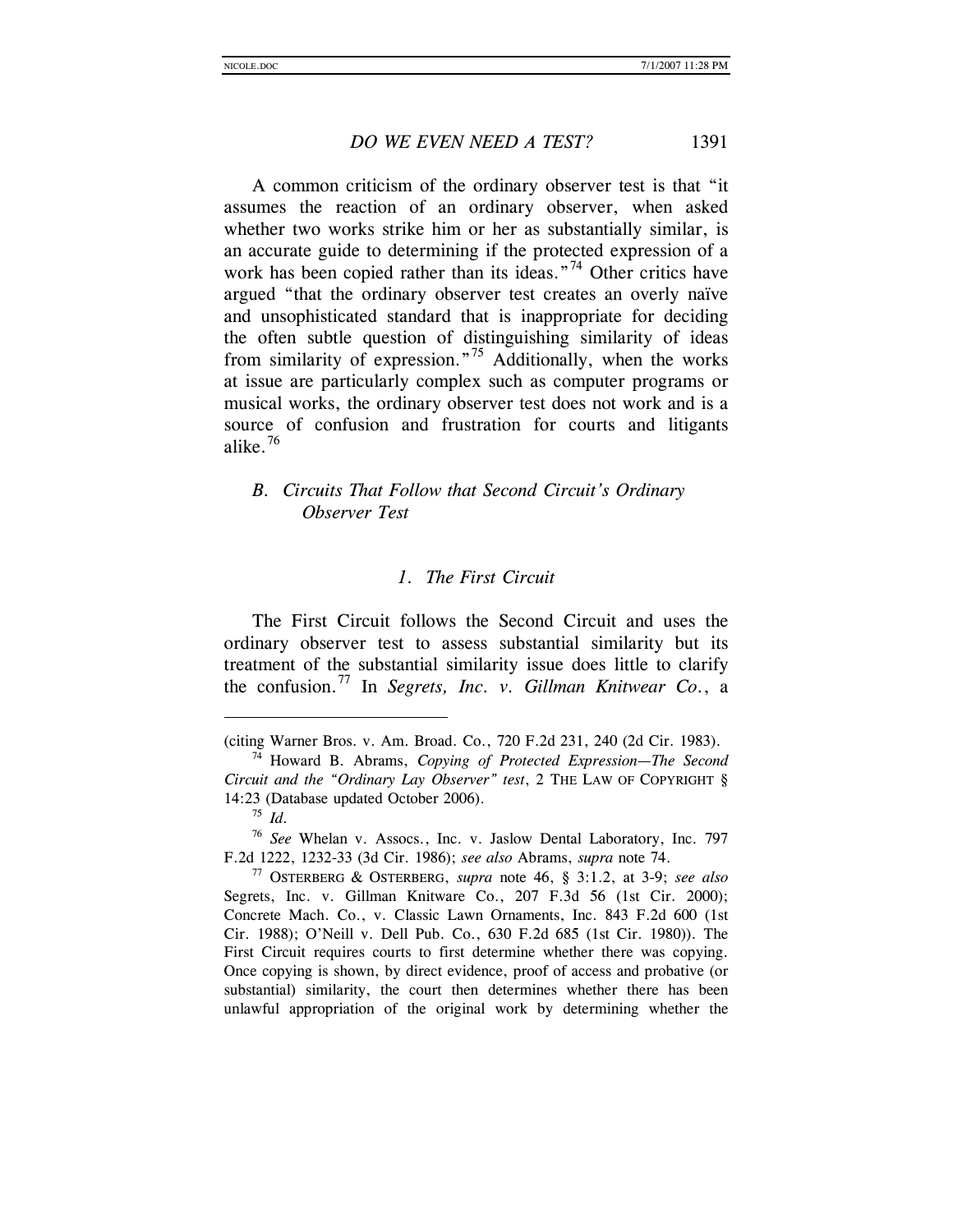A common criticism of the ordinary observer test is that "it assumes the reaction of an ordinary observer, when asked whether two works strike him or her as substantially similar, is an accurate guide to determining if the protected expression of a work has been copied rather than its ideas."[74] Other critics have argued "that the ordinary observer test creates an overly naïve and unsophisticated standard that is inappropriate for deciding the often subtle question of distinguishing similarity of ideas from similarity of expression."[75] Additionally, when the works at issue are particularly complex such as computer programs or musical works, the ordinary observer test does not work and is a source of confusion and frustration for courts and litigants alike.[76]

### *B. Circuits That Follow that Second Circuit's Ordinary Observer Test*

#### *1. The First Circuit*

The First Circuit follows the Second Circuit and uses the ordinary observer test to assess substantial similarity but its treatment of the substantial similarity issue does little to clarify the confusion.[77] In *Segrets, Inc. v. Gillman Knitwear Co.*, a

---

(citing Warner Bros. v. Am. Broad. Co., 720 F.2d 231, 240 (2d Cir. 1983).

[74] Howard B. Abrams, *Copying of Protected Expression—The Second Circuit and the "Ordinary Lay Observer" test*, 2 THE LAW OF COPYRIGHT § 14:23 (Database updated October 2006).

[75] *Id.*

[76] *See* Whelan v. Assocs., Inc. v. Jaslow Dental Laboratory, Inc. 797 F.2d 1222, 1232-33 (3d Cir. 1986); *see also* Abrams, *supra* note 74.

[77] OSTERBERG & OSTERBERG, *supra* note 46, § 3:1.2, at 3-9; *see also* Segrets, Inc. v. Gillman Knitware Co., 207 F.3d 56 (1st Cir. 2000); Concrete Mach. Co., v. Classic Lawn Ornaments, Inc. 843 F.2d 600 (1st Cir. 1988); O'Neill v. Dell Pub. Co., 630 F.2d 685 (1st Cir. 1980)). The First Circuit requires courts to first determine whether there was copying. Once copying is shown, by direct evidence, proof of access and probative (or substantial) similarity, the court then determines whether there has been unlawful appropriation of the original work by determining whether the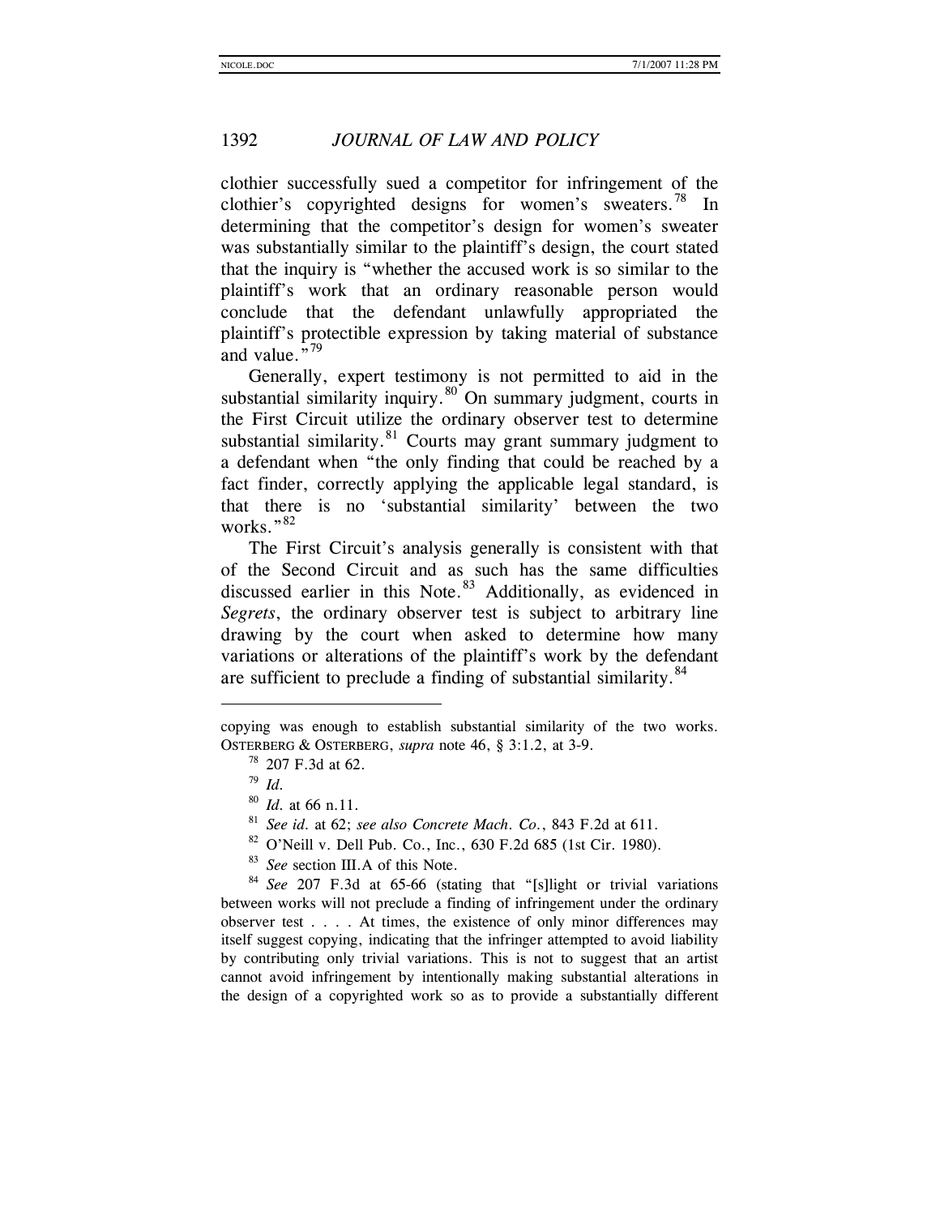clothier successfully sued a competitor for infringement of the clothier's copyrighted designs for women's sweaters.[78] In determining that the competitor's design for women's sweater was substantially similar to the plaintiff's design, the court stated that the inquiry is "whether the accused work is so similar to the plaintiff's work that an ordinary reasonable person would conclude that the defendant unlawfully appropriated the plaintiff's protectible expression by taking material of substance and value."[79]

Generally, expert testimony is not permitted to aid in the substantial similarity inquiry.[80] On summary judgment, courts in the First Circuit utilize the ordinary observer test to determine substantial similarity.[81] Courts may grant summary judgment to a defendant when "the only finding that could be reached by a fact finder, correctly applying the applicable legal standard, is that there is no 'substantial similarity' between the two works."[82]

The First Circuit's analysis generally is consistent with that of the Second Circuit and as such has the same difficulties discussed earlier in this Note.[83] Additionally, as evidenced in *Segrets*, the ordinary observer test is subject to arbitrary line drawing by the court when asked to determine how many variations or alterations of the plaintiff's work by the defendant are sufficient to preclude a finding of substantial similarity.[84]

---

copying was enough to establish substantial similarity of the two works. OSTERBERG & OSTERBERG, *supra* note 46, § 3:1.2, at 3-9.

[78] 207 F.3d at 62.

[79] *Id.*

[80] *Id.* at 66 n.11.

[81] *See id.* at 62; *see also Concrete Mach. Co.*, 843 F.2d at 611.

[82] O'Neill v. Dell Pub. Co., Inc., 630 F.2d 685 (1st Cir. 1980).

[83] *See* section III.A of this Note.

[84] *See* 207 F.3d at 65-66 (stating that "[s]light or trivial variations between works will not preclude a finding of infringement under the ordinary observer test . . . . At times, the existence of only minor differences may itself suggest copying, indicating that the infringer attempted to avoid liability by contributing only trivial variations. This is not to suggest that an artist cannot avoid infringement by intentionally making substantial alterations in the design of a copyrighted work so as to provide a substantially different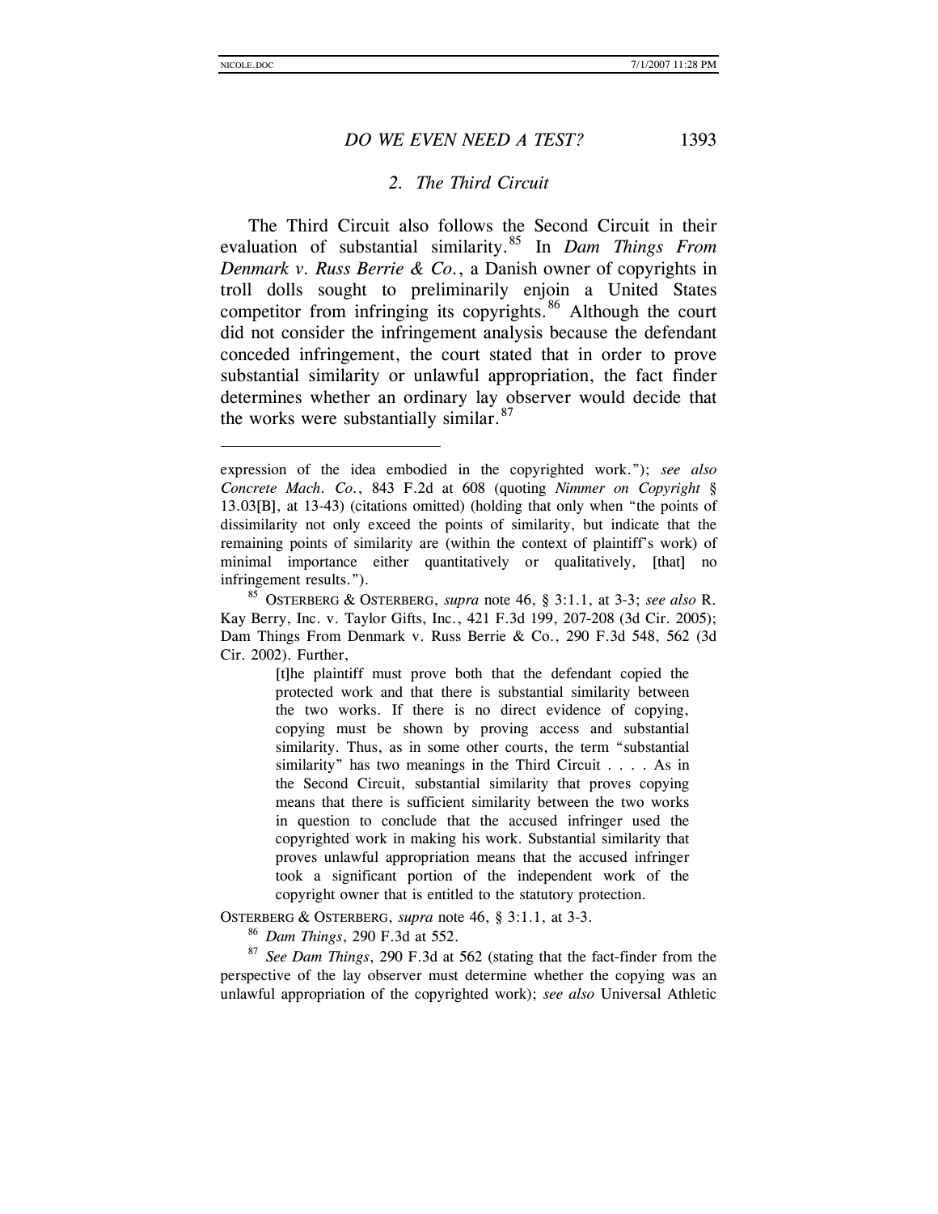### 2. The Third Circuit

The Third Circuit also follows the Second Circuit in their evaluation of substantial similarity.[85] In *Dam Things From Denmark v. Russ Berrie & Co.*, a Danish owner of copyrights in troll dolls sought to preliminarily enjoin a United States competitor from infringing its copyrights.[86] Although the court did not consider the infringement analysis because the defendant conceded infringement, the court stated that in order to prove substantial similarity or unlawful appropriation, the fact finder determines whether an ordinary lay observer would decide that the works were substantially similar.[87]

---

expression of the idea embodied in the copyrighted work."); *see also* *Concrete Mach. Co.*, 843 F.2d at 608 (quoting *Nimmer on Copyright* § 13.03[B], at 13-43) (citations omitted) (holding that only when "the points of dissimilarity not only exceed the points of similarity, but indicate that the remaining points of similarity are (within the context of plaintiff's work) of minimal importance either quantitatively or qualitatively, [that] no infringement results.").

[85] OSTERBERG & OSTERBERG, *supra* note 46, § 3:1.1, at 3-3; *see also* R. Kay Berry, Inc. v. Taylor Gifts, Inc., 421 F.3d 199, 207-208 (3d Cir. 2005); Dam Things From Denmark v. Russ Berrie & Co., 290 F.3d 548, 562 (3d Cir. 2002). Further,

> [t]he plaintiff must prove both that the defendant copied the protected work and that there is substantial similarity between the two works. If there is no direct evidence of copying, copying must be shown by proving access and substantial similarity. Thus, as in some other courts, the term "substantial similarity" has two meanings in the Third Circuit . . . . As in the Second Circuit, substantial similarity that proves copying means that there is sufficient similarity between the two works in question to conclude that the accused infringer used the copyrighted work in making his work. Substantial similarity that proves unlawful appropriation means that the accused infringer took a significant portion of the independent work of the copyright owner that is entitled to the statutory protection.

OSTERBERG & OSTERBERG, *supra* note 46, § 3:1.1, at 3-3.

[86] *Dam Things*, 290 F.3d at 552.

[87] *See Dam Things*, 290 F.3d at 562 (stating that the fact-finder from the perspective of the lay observer must determine whether the copying was an unlawful appropriation of the copyrighted work); *see also* Universal Athletic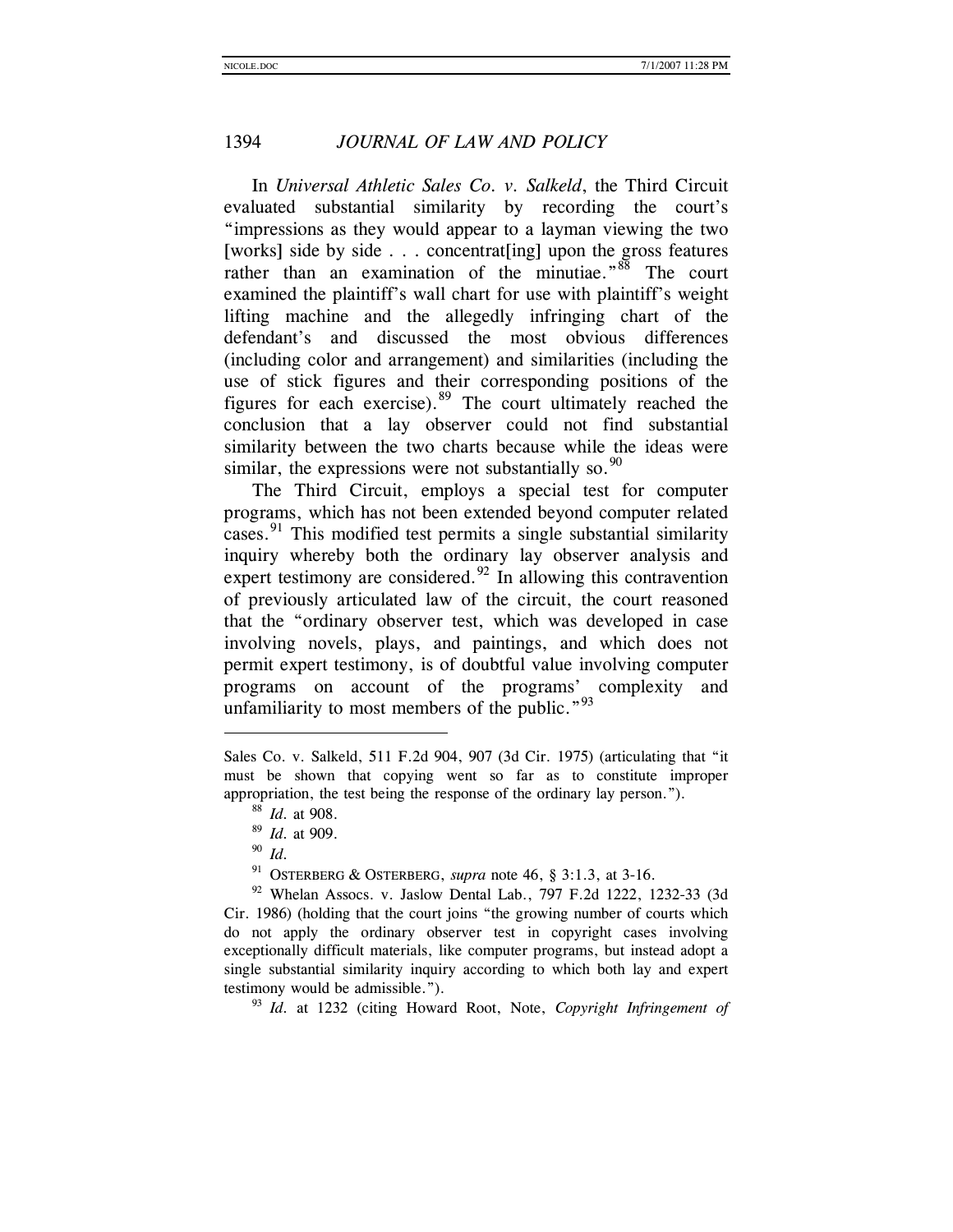In *Universal Athletic Sales Co. v. Salkeld*, the Third Circuit evaluated substantial similarity by recording the court's "impressions as they would appear to a layman viewing the two [works] side by side . . . concentrat[ing] upon the gross features rather than an examination of the minutiae."[88] The court examined the plaintiff's wall chart for use with plaintiff's weight lifting machine and the allegedly infringing chart of the defendant's and discussed the most obvious differences (including color and arrangement) and similarities (including the use of stick figures and their corresponding positions of the figures for each exercise).[89] The court ultimately reached the conclusion that a lay observer could not find substantial similarity between the two charts because while the ideas were similar, the expressions were not substantially so.[90]

The Third Circuit, employs a special test for computer programs, which has not been extended beyond computer related cases.[91] This modified test permits a single substantial similarity inquiry whereby both the ordinary lay observer analysis and expert testimony are considered.[92] In allowing this contravention of previously articulated law of the circuit, the court reasoned that the "ordinary observer test, which was developed in case involving novels, plays, and paintings, and which does not permit expert testimony, is of doubtful value involving computer programs on account of the programs' complexity and unfamiliarity to most members of the public."[93]

---

Sales Co. v. Salkeld, 511 F.2d 904, 907 (3d Cir. 1975) (articulating that "it must be shown that copying went so far as to constitute improper appropriation, the test being the response of the ordinary lay person.").

[88] *Id.* at 908.

[89] *Id.* at 909.

[90] *Id.*

[91] OSTERBERG & OSTERBERG, *supra* note 46, § 3:1.3, at 3-16.

[92] Whelan Assocs. v. Jaslow Dental Lab., 797 F.2d 1222, 1232-33 (3d Cir. 1986) (holding that the court joins "the growing number of courts which do not apply the ordinary observer test in copyright cases involving exceptionally difficult materials, like computer programs, but instead adopt a single substantial similarity inquiry according to which both lay and expert testimony would be admissible.").

[93] *Id.* at 1232 (citing Howard Root, Note, *Copyright Infringement of*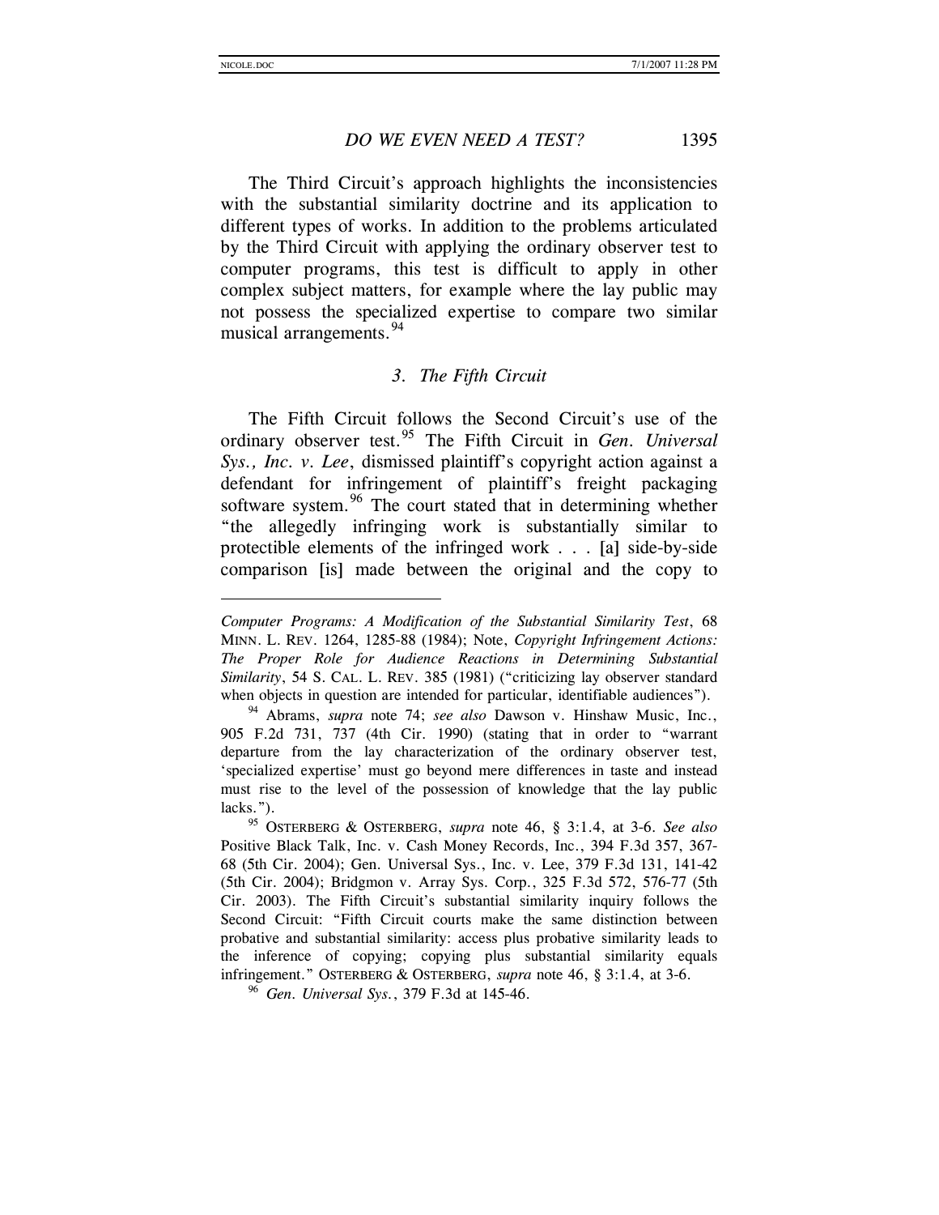The Third Circuit's approach highlights the inconsistencies with the substantial similarity doctrine and its application to different types of works. In addition to the problems articulated by the Third Circuit with applying the ordinary observer test to computer programs, this test is difficult to apply in other complex subject matters, for example where the lay public may not possess the specialized expertise to compare two similar musical arrangements.[94]

### *3. The Fifth Circuit*

The Fifth Circuit follows the Second Circuit's use of the ordinary observer test.[95] The Fifth Circuit in *Gen. Universal Sys., Inc. v. Lee*, dismissed plaintiff's copyright action against a defendant for infringement of plaintiff's freight packaging software system.[96] The court stated that in determining whether "the allegedly infringing work is substantially similar to protectible elements of the infringed work . . . [a] side-by-side comparison [is] made between the original and the copy to

---

*Computer Programs: A Modification of the Substantial Similarity Test*, 68 MINN. L. REV. 1264, 1285-88 (1984); Note, *Copyright Infringement Actions: The Proper Role for Audience Reactions in Determining Substantial Similarity*, 54 S. CAL. L. REV. 385 (1981) ("criticizing lay observer standard when objects in question are intended for particular, identifiable audiences").

[94] Abrams, *supra* note 74; *see also* Dawson v. Hinshaw Music, Inc., 905 F.2d 731, 737 (4th Cir. 1990) (stating that in order to "warrant departure from the lay characterization of the ordinary observer test, 'specialized expertise' must go beyond mere differences in taste and instead must rise to the level of the possession of knowledge that the lay public lacks.").

[95] OSTERBERG & OSTERBERG, *supra* note 46, § 3:1.4, at 3-6. *See also* Positive Black Talk, Inc. v. Cash Money Records, Inc., 394 F.3d 357, 367-68 (5th Cir. 2004); Gen. Universal Sys., Inc. v. Lee, 379 F.3d 131, 141-42 (5th Cir. 2004); Bridgmon v. Array Sys. Corp., 325 F.3d 572, 576-77 (5th Cir. 2003). The Fifth Circuit's substantial similarity inquiry follows the Second Circuit: "Fifth Circuit courts make the same distinction between probative and substantial similarity: access plus probative similarity leads to the inference of copying; copying plus substantial similarity equals infringement." OSTERBERG & OSTERBERG, *supra* note 46, § 3:1.4, at 3-6.

[96] *Gen. Universal Sys.*, 379 F.3d at 145-46.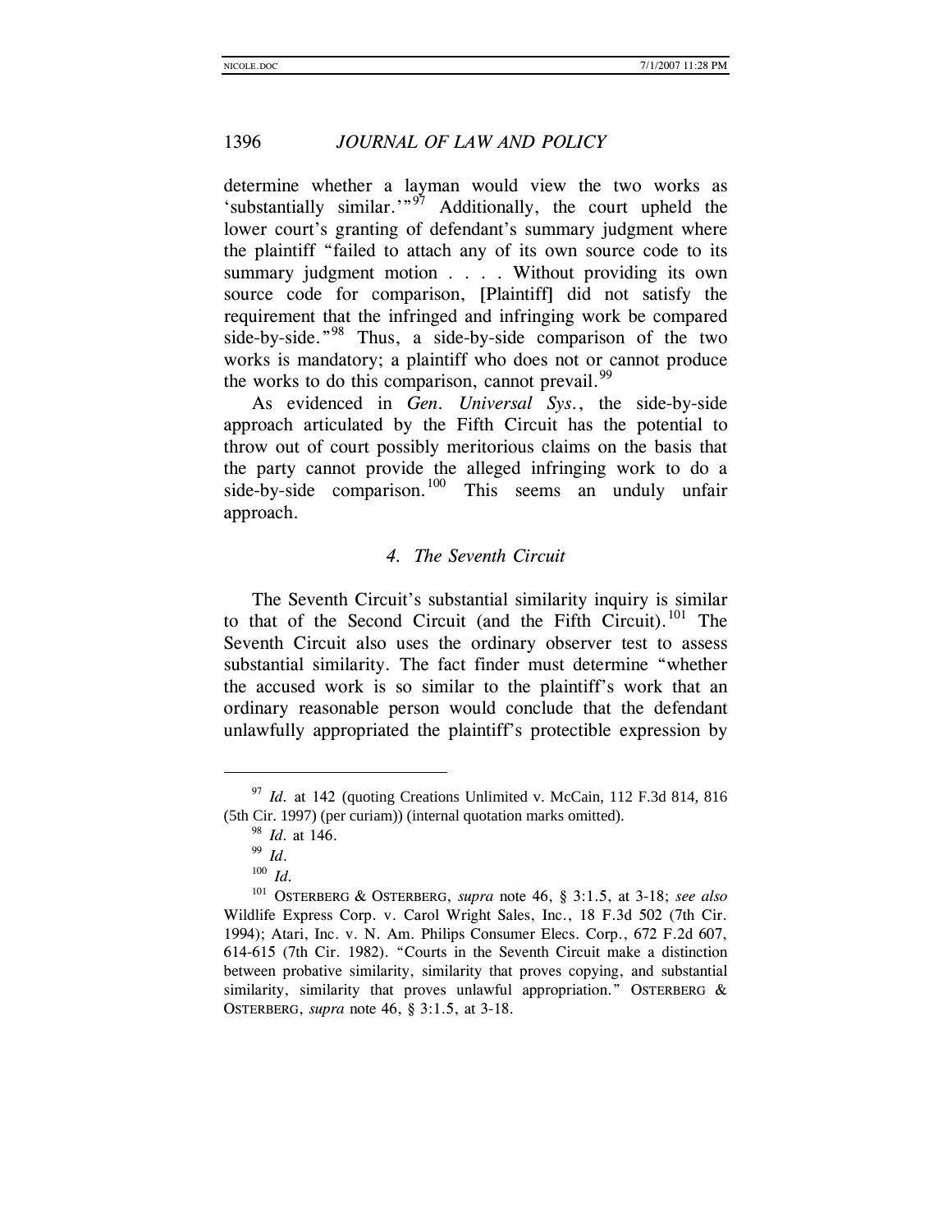determine whether a layman would view the two works as 'substantially similar.'"[97] Additionally, the court upheld the lower court's granting of defendant's summary judgment where the plaintiff "failed to attach any of its own source code to its summary judgment motion . . . . Without providing its own source code for comparison, [Plaintiff] did not satisfy the requirement that the infringed and infringing work be compared side-by-side."[98] Thus, a side-by-side comparison of the two works is mandatory; a plaintiff who does not or cannot produce the works to do this comparison, cannot prevail.[99]

As evidenced in *Gen. Universal Sys.*, the side-by-side approach articulated by the Fifth Circuit has the potential to throw out of court possibly meritorious claims on the basis that the party cannot provide the alleged infringing work to do a side-by-side comparison.[100] This seems an unduly unfair approach.

### *4. The Seventh Circuit*

The Seventh Circuit's substantial similarity inquiry is similar to that of the Second Circuit (and the Fifth Circuit).[101] The Seventh Circuit also uses the ordinary observer test to assess substantial similarity. The fact finder must determine "whether the accused work is so similar to the plaintiff's work that an ordinary reasonable person would conclude that the defendant unlawfully appropriated the plaintiff's protectible expression by

---

[97] *Id.* at 142 (quoting Creations Unlimited v. McCain, 112 F.3d 814, 816 (5th Cir. 1997) (per curiam)) (internal quotation marks omitted).

[98] *Id.* at 146.

[99] *Id.*

[100] *Id.*

[101] OSTERBERG & OSTERBERG, *supra* note 46, § 3:1.5, at 3-18; *see also* Wildlife Express Corp. v. Carol Wright Sales, Inc., 18 F.3d 502 (7th Cir. 1994); Atari, Inc. v. N. Am. Philips Consumer Elecs. Corp., 672 F.2d 607, 614-615 (7th Cir. 1982). "Courts in the Seventh Circuit make a distinction between probative similarity, similarity that proves copying, and substantial similarity, similarity that proves unlawful appropriation." OSTERBERG & OSTERBERG, *supra* note 46, § 3:1.5, at 3-18.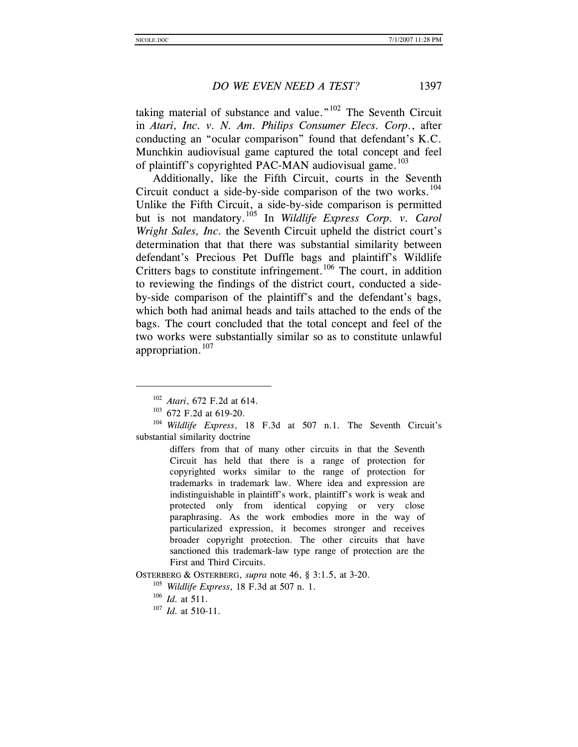taking material of substance and value."[102] The Seventh Circuit in *Atari, Inc. v. N. Am. Philips Consumer Elecs. Corp.*, after conducting an "ocular comparison" found that defendant's K.C. Munchkin audiovisual game captured the total concept and feel of plaintiff's copyrighted PAC-MAN audiovisual game.[103]

Additionally, like the Fifth Circuit, courts in the Seventh Circuit conduct a side-by-side comparison of the two works.[104] Unlike the Fifth Circuit, a side-by-side comparison is permitted but is not mandatory.[105] In *Wildlife Express Corp. v. Carol Wright Sales, Inc.* the Seventh Circuit upheld the district court's determination that that there was substantial similarity between defendant's Precious Pet Duffle bags and plaintiff's Wildlife Critters bags to constitute infringement.[106] The court, in addition to reviewing the findings of the district court, conducted a side-by-side comparison of the plaintiff's and the defendant's bags, which both had animal heads and tails attached to the ends of the bags. The court concluded that the total concept and feel of the two works were substantially similar so as to constitute unlawful appropriation.[107]

---

[102] *Atari*, 672 F.2d at 614.

[103] 672 F.2d at 619-20.

[104] *Wildlife Express*, 18 F.3d at 507 n.1. The Seventh Circuit's substantial similarity doctrine

> differs from that of many other circuits in that the Seventh Circuit has held that there is a range of protection for copyrighted works similar to the range of protection for trademarks in trademark law. Where idea and expression are indistinguishable in plaintiff's work, plaintiff's work is weak and protected only from identical copying or very close paraphrasing. As the work embodies more in the way of particularized expression, it becomes stronger and receives broader copyright protection. The other circuits that have sanctioned this trademark-law type range of protection are the First and Third Circuits.

OSTERBERG & OSTERBERG, *supra* note 46, § 3:1.5, at 3-20.

[105] *Wildlife Express*, 18 F.3d at 507 n. 1.

[106] *Id.* at 511.

[107] *Id.* at 510-11.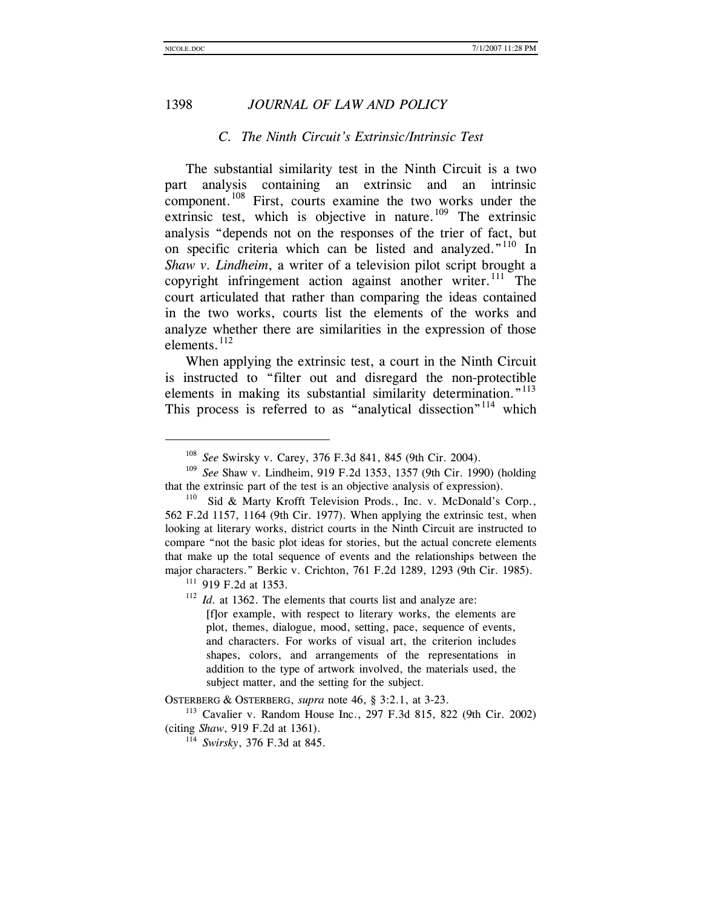### *C. The Ninth Circuit's Extrinsic/Intrinsic Test*

The substantial similarity test in the Ninth Circuit is a two part analysis containing an extrinsic and an intrinsic component.[108] First, courts examine the two works under the extrinsic test, which is objective in nature.[109] The extrinsic analysis "depends not on the responses of the trier of fact, but on specific criteria which can be listed and analyzed."[110] In *Shaw v. Lindheim*, a writer of a television pilot script brought a copyright infringement action against another writer.[111] The court articulated that rather than comparing the ideas contained in the two works, courts list the elements of the works and analyze whether there are similarities in the expression of those elements.[112]

When applying the extrinsic test, a court in the Ninth Circuit is instructed to "filter out and disregard the non-protectible elements in making its substantial similarity determination."[113] This process is referred to as "analytical dissection"[114] which

---

[108] *See* Swirsky v. Carey, 376 F.3d 841, 845 (9th Cir. 2004).

[109] *See* Shaw v. Lindheim, 919 F.2d 1353, 1357 (9th Cir. 1990) (holding that the extrinsic part of the test is an objective analysis of expression).

[110] Sid & Marty Krofft Television Prods., Inc. v. McDonald's Corp., 562 F.2d 1157, 1164 (9th Cir. 1977). When applying the extrinsic test, when looking at literary works, district courts in the Ninth Circuit are instructed to compare "not the basic plot ideas for stories, but the actual concrete elements that make up the total sequence of events and the relationships between the major characters." Berkic v. Crichton, 761 F.2d 1289, 1293 (9th Cir. 1985).

[111] 919 F.2d at 1353.

[112] *Id.* at 1362. The elements that courts list and analyze are:

> [f]or example, with respect to literary works, the elements are plot, themes, dialogue, mood, setting, pace, sequence of events, and characters. For works of visual art, the criterion includes shapes, colors, and arrangements of the representations in addition to the type of artwork involved, the materials used, the subject matter, and the setting for the subject.

OSTERBERG & OSTERBERG, *supra* note 46, § 3:2.1, at 3-23.

[113] Cavalier v. Random House Inc., 297 F.3d 815, 822 (9th Cir. 2002) (citing *Shaw*, 919 F.2d at 1361).

[114] *Swirsky*, 376 F.3d at 845.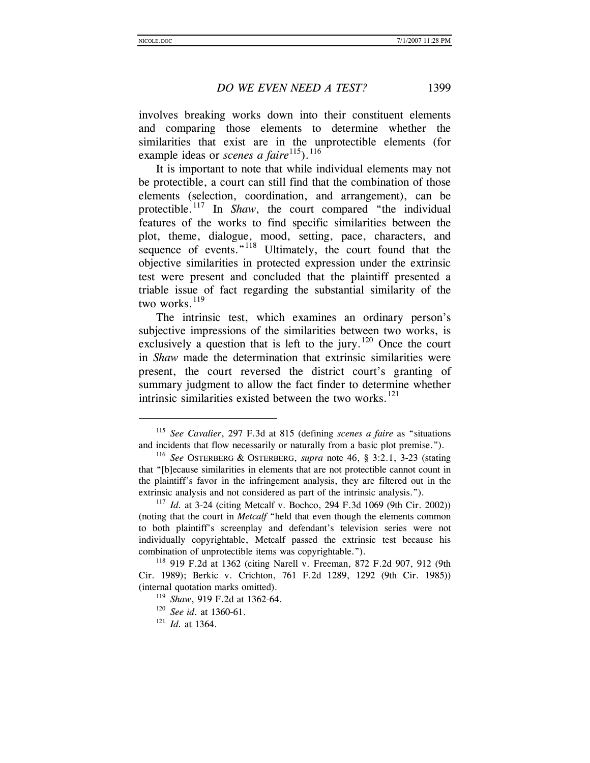involves breaking works down into their constituent elements and comparing those elements to determine whether the similarities that exist are in the unprotectible elements (for example ideas or *scenes a faire*[115]).[116]

It is important to note that while individual elements may not be protectible, a court can still find that the combination of those elements (selection, coordination, and arrangement), can be protectible.[117] In *Shaw*, the court compared "the individual features of the works to find specific similarities between the plot, theme, dialogue, mood, setting, pace, characters, and sequence of events."[118] Ultimately, the court found that the objective similarities in protected expression under the extrinsic test were present and concluded that the plaintiff presented a triable issue of fact regarding the substantial similarity of the two works.[119]

The intrinsic test, which examines an ordinary person's subjective impressions of the similarities between two works, is exclusively a question that is left to the jury.[120] Once the court in *Shaw* made the determination that extrinsic similarities were present, the court reversed the district court's granting of summary judgment to allow the fact finder to determine whether intrinsic similarities existed between the two works.[121]

---

[115] *See Cavalier*, 297 F.3d at 815 (defining *scenes a faire* as "situations and incidents that flow necessarily or naturally from a basic plot premise.").

[116] *See* OSTERBERG & OSTERBERG, *supra* note 46, § 3:2.1, 3-23 (stating that "[b]ecause similarities in elements that are not protectible cannot count in the plaintiff's favor in the infringement analysis, they are filtered out in the extrinsic analysis and not considered as part of the intrinsic analysis.").

[117] *Id.* at 3-24 (citing Metcalf v. Bochco, 294 F.3d 1069 (9th Cir. 2002)) (noting that the court in *Metcalf* "held that even though the elements common to both plaintiff's screenplay and defendant's television series were not individually copyrightable, Metcalf passed the extrinsic test because his combination of unprotectible items was copyrightable.").

[118] 919 F.2d at 1362 (citing Narell v. Freeman, 872 F.2d 907, 912 (9th Cir. 1989); Berkic v. Crichton, 761 F.2d 1289, 1292 (9th Cir. 1985)) (internal quotation marks omitted).

[119] *Shaw*, 919 F.2d at 1362-64.

[120] *See id.* at 1360-61.

[121] *Id.* at 1364.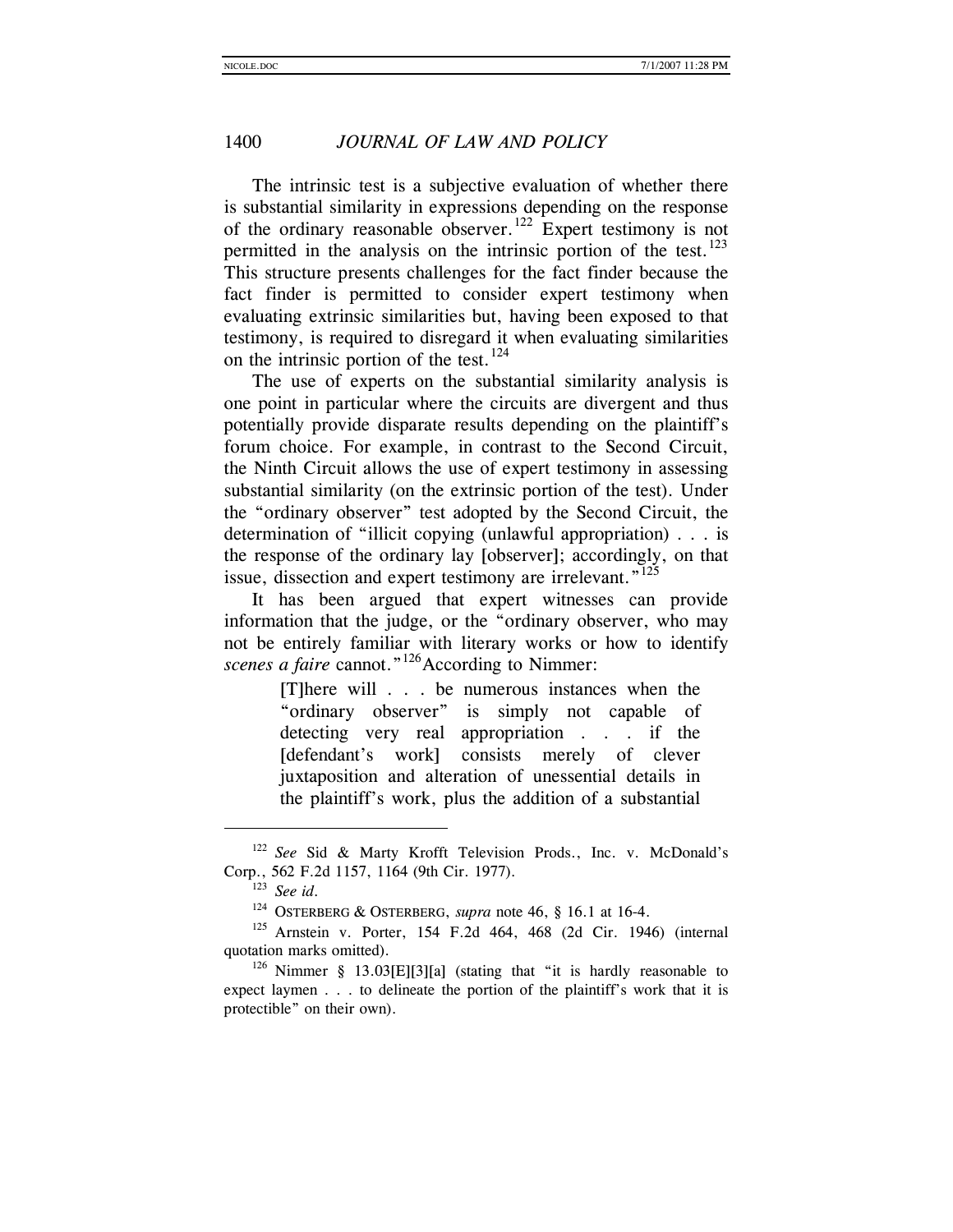The intrinsic test is a subjective evaluation of whether there is substantial similarity in expressions depending on the response of the ordinary reasonable observer.[122] Expert testimony is not permitted in the analysis on the intrinsic portion of the test.[123] This structure presents challenges for the fact finder because the fact finder is permitted to consider expert testimony when evaluating extrinsic similarities but, having been exposed to that testimony, is required to disregard it when evaluating similarities on the intrinsic portion of the test.[124]

The use of experts on the substantial similarity analysis is one point in particular where the circuits are divergent and thus potentially provide disparate results depending on the plaintiff's forum choice. For example, in contrast to the Second Circuit, the Ninth Circuit allows the use of expert testimony in assessing substantial similarity (on the extrinsic portion of the test). Under the "ordinary observer" test adopted by the Second Circuit, the determination of "illicit copying (unlawful appropriation) . . . is the response of the ordinary lay [observer]; accordingly, on that issue, dissection and expert testimony are irrelevant."[125]

It has been argued that expert witnesses can provide information that the judge, or the "ordinary observer, who may not be entirely familiar with literary works or how to identify *scenes a faire* cannot."[126] According to Nimmer:

> [T]here will . . . be numerous instances when the "ordinary observer" is simply not capable of detecting very real appropriation . . . if the [defendant's work] consists merely of clever juxtaposition and alteration of unessential details in the plaintiff's work, plus the addition of a substantial

---

[122] *See* Sid & Marty Krofft Television Prods., Inc. v. McDonald's Corp., 562 F.2d 1157, 1164 (9th Cir. 1977).

[123] *See id.*

[124] OSTERBERG & OSTERBERG, *supra* note 46, § 16.1 at 16-4.

[125] Arnstein v. Porter, 154 F.2d 464, 468 (2d Cir. 1946) (internal quotation marks omitted).

[126] Nimmer § 13.03[E][3][a] (stating that "it is hardly reasonable to expect laymen . . . to delineate the portion of the plaintiff's work that it is protectible" on their own).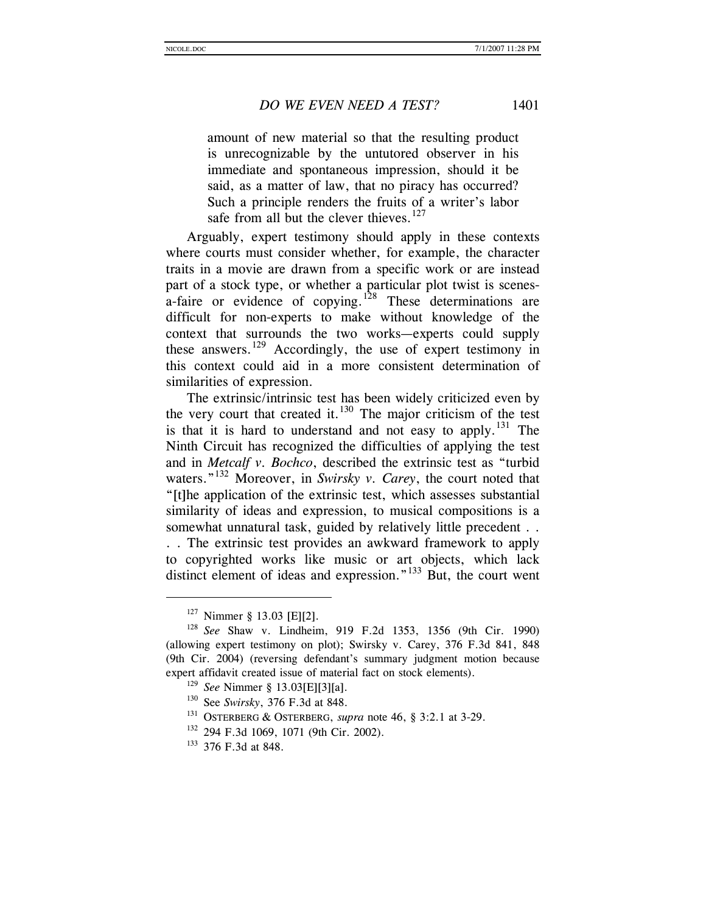> amount of new material so that the resulting product is unrecognizable by the untutored observer in his immediate and spontaneous impression, should it be said, as a matter of law, that no piracy has occurred? Such a principle renders the fruits of a writer's labor safe from all but the clever thieves.[127]

Arguably, expert testimony should apply in these contexts where courts must consider whether, for example, the character traits in a movie are drawn from a specific work or are instead part of a stock type, or whether a particular plot twist is scenes-a-faire or evidence of copying.[128] These determinations are difficult for non-experts to make without knowledge of the context that surrounds the two works—experts could supply these answers.[129] Accordingly, the use of expert testimony in this context could aid in a more consistent determination of similarities of expression.

The extrinsic/intrinsic test has been widely criticized even by the very court that created it.[130] The major criticism of the test is that it is hard to understand and not easy to apply.[131] The Ninth Circuit has recognized the difficulties of applying the test and in *Metcalf v. Bochco*, described the extrinsic test as "turbid waters."[132] Moreover, in *Swirsky v. Carey*, the court noted that "[t]he application of the extrinsic test, which assesses substantial similarity of ideas and expression, to musical compositions is a somewhat unnatural task, guided by relatively little precedent . . . . The extrinsic test provides an awkward framework to apply to copyrighted works like music or art objects, which lack distinct element of ideas and expression."[133] But, the court went

---

[127] Nimmer § 13.03 [E][2].

[128] *See* Shaw v. Lindheim, 919 F.2d 1353, 1356 (9th Cir. 1990) (allowing expert testimony on plot); Swirsky v. Carey, 376 F.3d 841, 848 (9th Cir. 2004) (reversing defendant's summary judgment motion because expert affidavit created issue of material fact on stock elements).

[129] *See* Nimmer § 13.03[E][3][a].

[130] See *Swirsky*, 376 F.3d at 848.

[131] OSTERBERG & OSTERBERG, *supra* note 46, § 3:2.1 at 3-29.

[132] 294 F.3d 1069, 1071 (9th Cir. 2002).

[133] 376 F.3d at 848.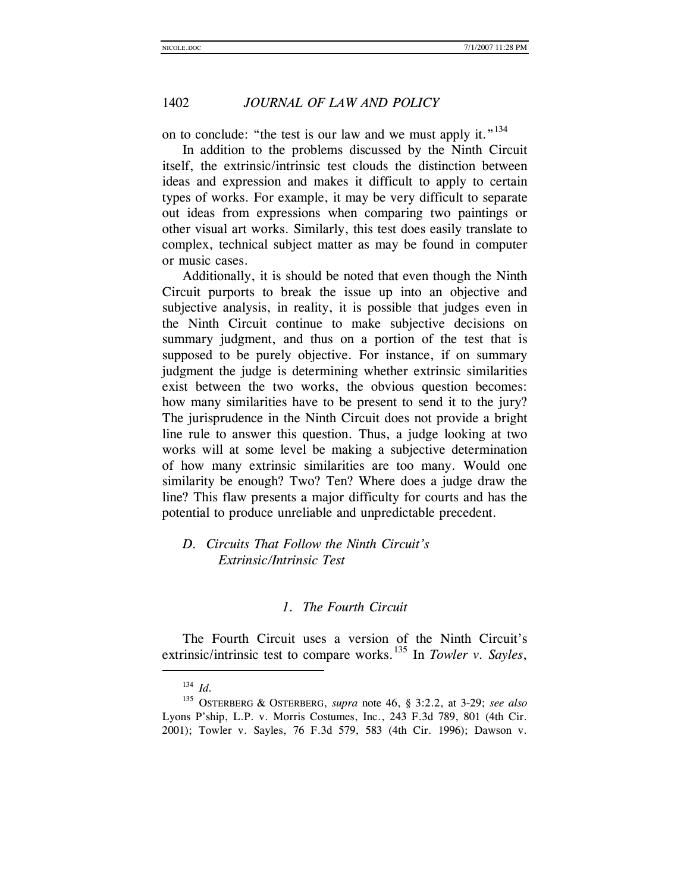on to conclude: "the test is our law and we must apply it."[134]

In addition to the problems discussed by the Ninth Circuit itself, the extrinsic/intrinsic test clouds the distinction between ideas and expression and makes it difficult to apply to certain types of works. For example, it may be very difficult to separate out ideas from expressions when comparing two paintings or other visual art works. Similarly, this test does easily translate to complex, technical subject matter as may be found in computer or music cases.

Additionally, it is should be noted that even though the Ninth Circuit purports to break the issue up into an objective and subjective analysis, in reality, it is possible that judges even in the Ninth Circuit continue to make subjective decisions on summary judgment, and thus on a portion of the test that is supposed to be purely objective. For instance, if on summary judgment the judge is determining whether extrinsic similarities exist between the two works, the obvious question becomes: how many similarities have to be present to send it to the jury? The jurisprudence in the Ninth Circuit does not provide a bright line rule to answer this question. Thus, a judge looking at two works will at some level be making a subjective determination of how many extrinsic similarities are too many. Would one similarity be enough? Two? Ten? Where does a judge draw the line? This flaw presents a major difficulty for courts and has the potential to produce unreliable and unpredictable precedent.

### *D. Circuits That Follow the Ninth Circuit's Extrinsic/Intrinsic Test*

#### *1. The Fourth Circuit*

The Fourth Circuit uses a version of the Ninth Circuit's extrinsic/intrinsic test to compare works.[135] In *Towler v. Sayles*,

---

[134] *Id.*

[135] OSTERBERG & OSTERBERG, *supra* note 46, § 3:2.2, at 3-29; *see also* Lyons P'ship, L.P. v. Morris Costumes, Inc., 243 F.3d 789, 801 (4th Cir. 2001); Towler v. Sayles, 76 F.3d 579, 583 (4th Cir. 1996); Dawson v.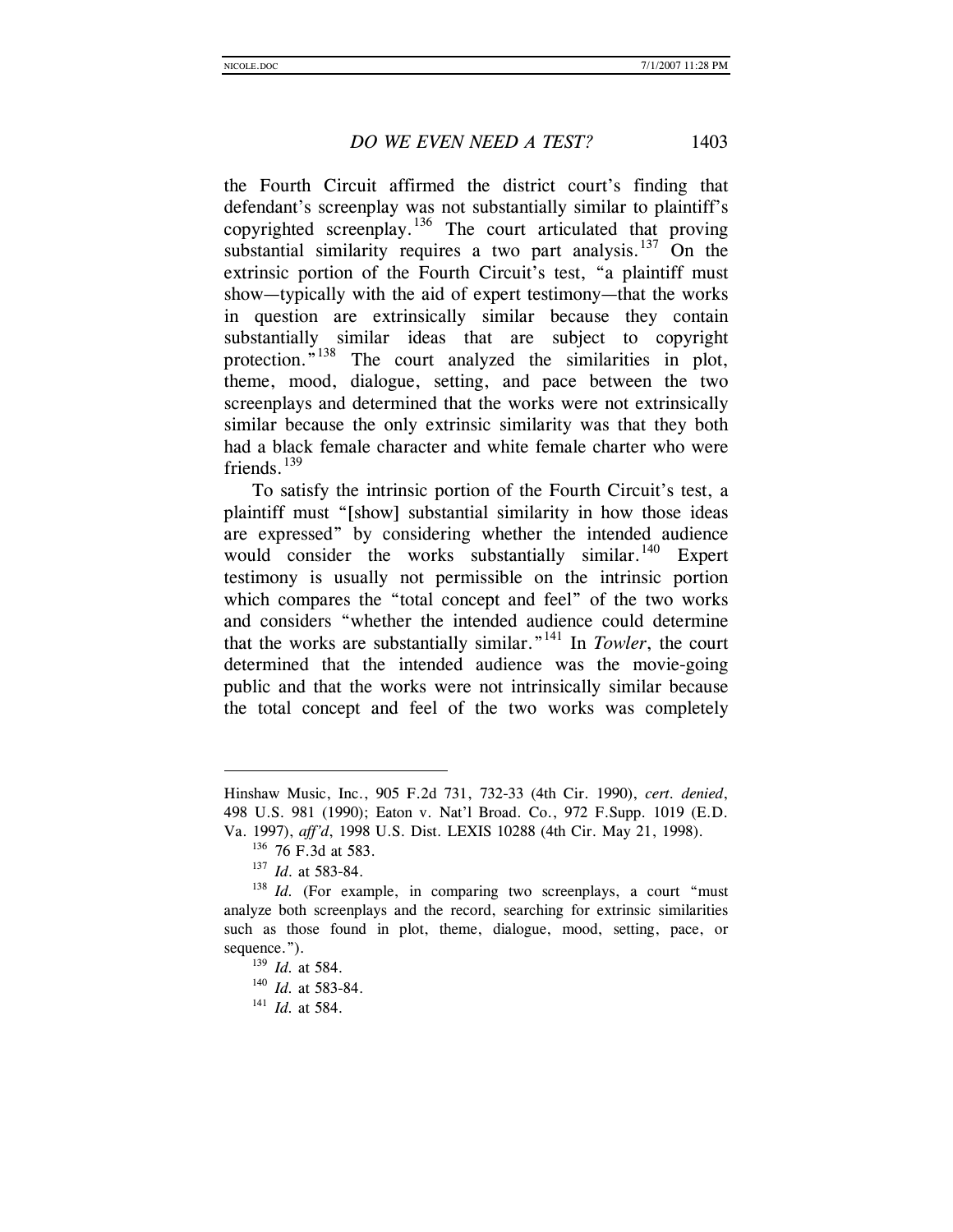the Fourth Circuit affirmed the district court's finding that defendant's screenplay was not substantially similar to plaintiff's copyrighted screenplay.[136] The court articulated that proving substantial similarity requires a two part analysis.[137] On the extrinsic portion of the Fourth Circuit's test, "a plaintiff must show—typically with the aid of expert testimony—that the works in question are extrinsically similar because they contain substantially similar ideas that are subject to copyright protection."[138] The court analyzed the similarities in plot, theme, mood, dialogue, setting, and pace between the two screenplays and determined that the works were not extrinsically similar because the only extrinsic similarity was that they both had a black female character and white female charter who were friends.[139]

To satisfy the intrinsic portion of the Fourth Circuit's test, a plaintiff must "[show] substantial similarity in how those ideas are expressed" by considering whether the intended audience would consider the works substantially similar.[140] Expert testimony is usually not permissible on the intrinsic portion which compares the "total concept and feel" of the two works and considers "whether the intended audience could determine that the works are substantially similar."[141] In *Towler*, the court determined that the intended audience was the movie-going public and that the works were not intrinsically similar because the total concept and feel of the two works was completely

---

Hinshaw Music, Inc., 905 F.2d 731, 732-33 (4th Cir. 1990), *cert. denied*, 498 U.S. 981 (1990); Eaton v. Nat'l Broad. Co., 972 F.Supp. 1019 (E.D. Va. 1997), *aff'd*, 1998 U.S. Dist. LEXIS 10288 (4th Cir. May 21, 1998).

[136] 76 F.3d at 583.

[137] *Id.* at 583-84.

[138] *Id.* (For example, in comparing two screenplays, a court "must analyze both screenplays and the record, searching for extrinsic similarities such as those found in plot, theme, dialogue, mood, setting, pace, or sequence.").

[139] *Id.* at 584.

[140] *Id.* at 583-84.

[141] *Id.* at 584.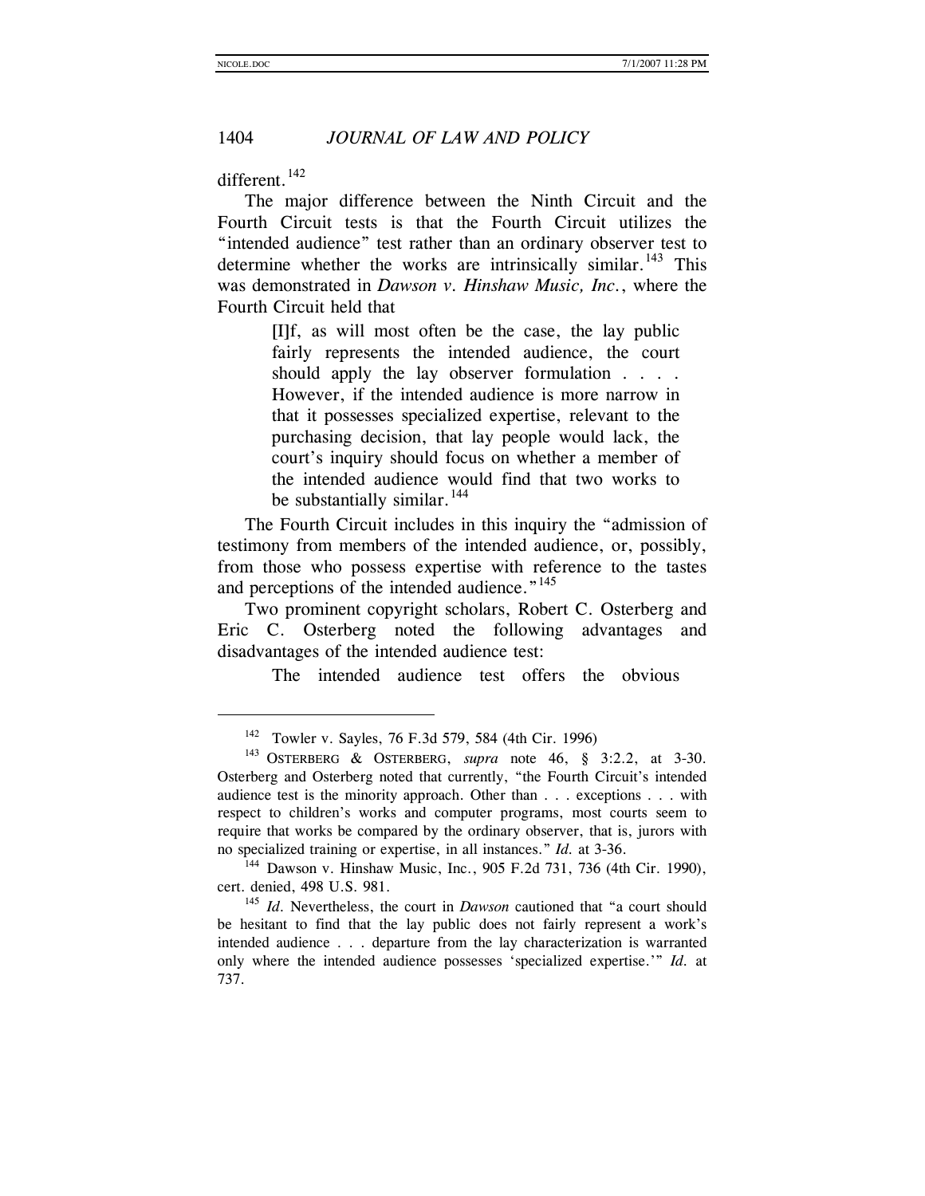different.[142]

The major difference between the Ninth Circuit and the Fourth Circuit tests is that the Fourth Circuit utilizes the "intended audience" test rather than an ordinary observer test to determine whether the works are intrinsically similar.[143] This was demonstrated in *Dawson v. Hinshaw Music, Inc.*, where the Fourth Circuit held that

> [I]f, as will most often be the case, the lay public fairly represents the intended audience, the court should apply the lay observer formulation . . . . However, if the intended audience is more narrow in that it possesses specialized expertise, relevant to the purchasing decision, that lay people would lack, the court's inquiry should focus on whether a member of the intended audience would find that two works to be substantially similar.[144]

The Fourth Circuit includes in this inquiry the "admission of testimony from members of the intended audience, or, possibly, from those who possess expertise with reference to the tastes and perceptions of the intended audience."[145]

Two prominent copyright scholars, Robert C. Osterberg and Eric C. Osterberg noted the following advantages and disadvantages of the intended audience test:

> The intended audience test offers the obvious

---

[142] Towler v. Sayles, 76 F.3d 579, 584 (4th Cir. 1996)

[143] OSTERBERG & OSTERBERG, *supra* note 46, § 3:2.2, at 3-30. Osterberg and Osterberg noted that currently, "the Fourth Circuit's intended audience test is the minority approach. Other than . . . exceptions . . . with respect to children's works and computer programs, most courts seem to require that works be compared by the ordinary observer, that is, jurors with no specialized training or expertise, in all instances." *Id.* at 3-36.

[144] Dawson v. Hinshaw Music, Inc., 905 F.2d 731, 736 (4th Cir. 1990), cert. denied, 498 U.S. 981.

[145] *Id.* Nevertheless, the court in *Dawson* cautioned that "a court should be hesitant to find that the lay public does not fairly represent a work's intended audience . . . departure from the lay characterization is warranted only where the intended audience possesses 'specialized expertise.'" *Id.* at 737.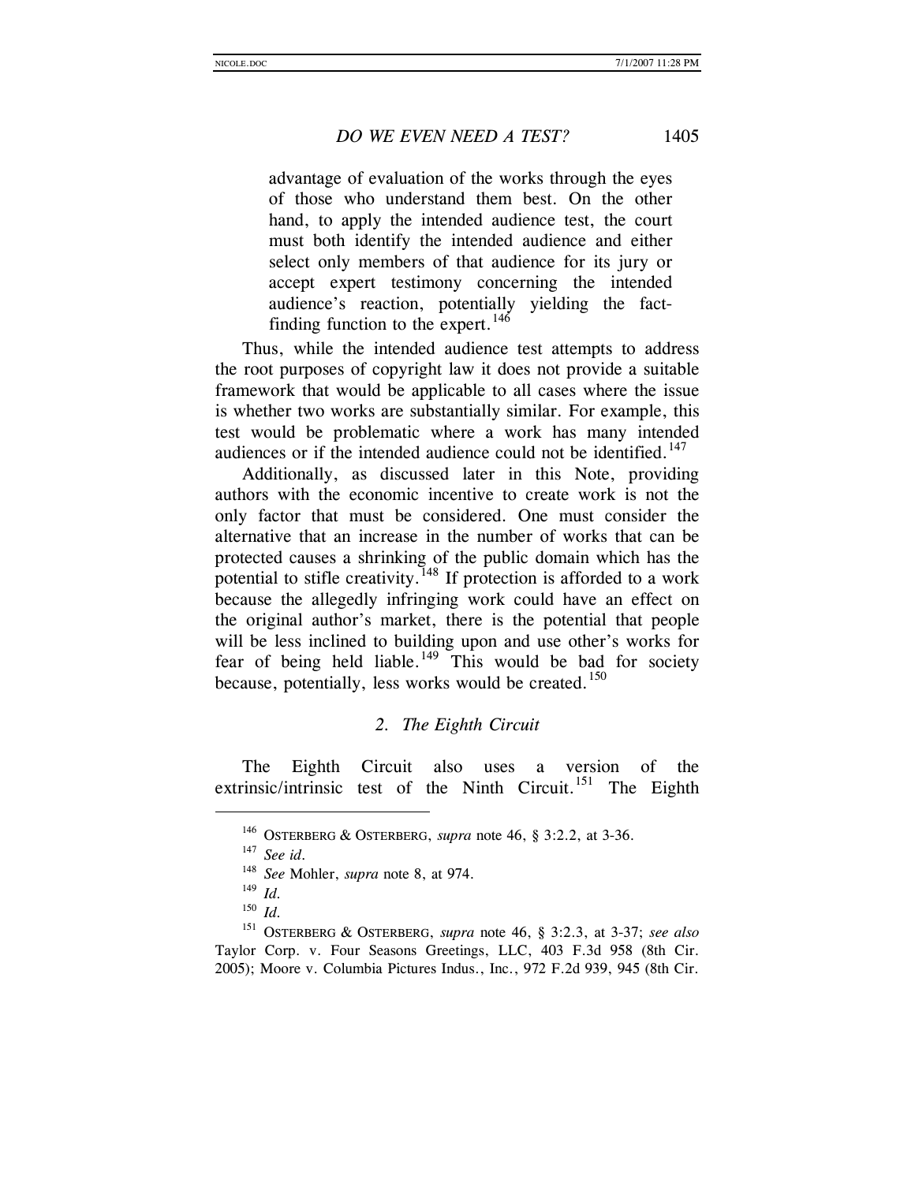advantage of evaluation of the works through the eyes of those who understand them best. On the other hand, to apply the intended audience test, the court must both identify the intended audience and either select only members of that audience for its jury or accept expert testimony concerning the intended audience's reaction, potentially yielding the fact-finding function to the expert.[146]

Thus, while the intended audience test attempts to address the root purposes of copyright law it does not provide a suitable framework that would be applicable to all cases where the issue is whether two works are substantially similar. For example, this test would be problematic where a work has many intended audiences or if the intended audience could not be identified.[147]

Additionally, as discussed later in this Note, providing authors with the economic incentive to create work is not the only factor that must be considered. One must consider the alternative that an increase in the number of works that can be protected causes a shrinking of the public domain which has the potential to stifle creativity.[148] If protection is afforded to a work because the allegedly infringing work could have an effect on the original author's market, there is the potential that people will be less inclined to building upon and use other's works for fear of being held liable.[149] This would be bad for society because, potentially, less works would be created.[150]

### *2. The Eighth Circuit*

The Eighth Circuit also uses a version of the extrinsic/intrinsic test of the Ninth Circuit.[151] The Eighth

---

[146] OSTERBERG & OSTERBERG, *supra* note 46, § 3:2.2, at 3-36.

[147] *See id.*

[148] *See* Mohler, *supra* note 8, at 974.

[149] *Id.*

[150] *Id.*

[151] OSTERBERG & OSTERBERG, *supra* note 46, § 3:2.3, at 3-37; *see also* Taylor Corp. v. Four Seasons Greetings, LLC, 403 F.3d 958 (8th Cir. 2005); Moore v. Columbia Pictures Indus., Inc., 972 F.2d 939, 945 (8th Cir.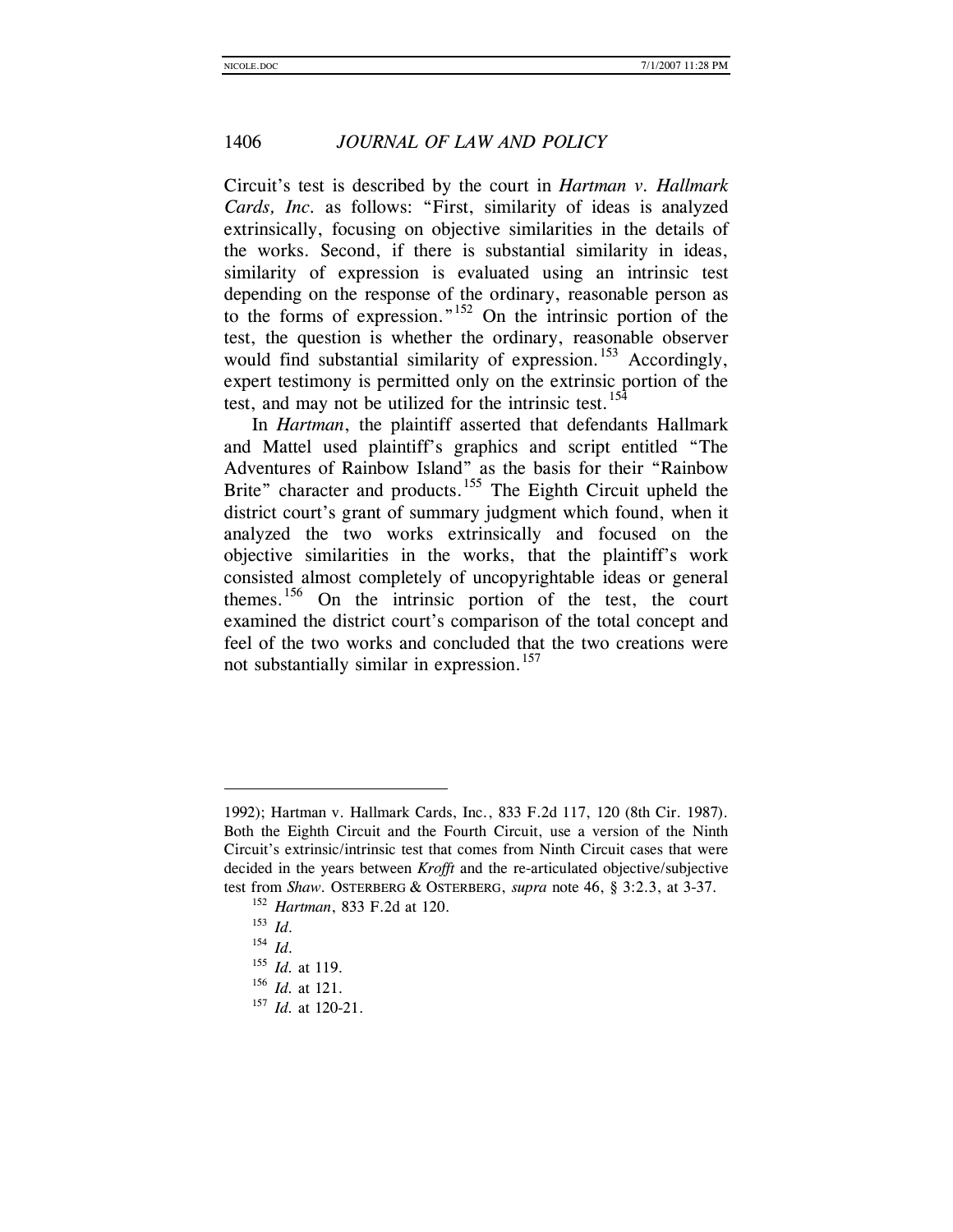Circuit's test is described by the court in *Hartman v. Hallmark Cards, Inc.* as follows: "First, similarity of ideas is analyzed extrinsically, focusing on objective similarities in the details of the works. Second, if there is substantial similarity in ideas, similarity of expression is evaluated using an intrinsic test depending on the response of the ordinary, reasonable person as to the forms of expression."[152] On the intrinsic portion of the test, the question is whether the ordinary, reasonable observer would find substantial similarity of expression.[153] Accordingly, expert testimony is permitted only on the extrinsic portion of the test, and may not be utilized for the intrinsic test.[154]

In *Hartman*, the plaintiff asserted that defendants Hallmark and Mattel used plaintiff's graphics and script entitled "The Adventures of Rainbow Island" as the basis for their "Rainbow Brite" character and products.[155] The Eighth Circuit upheld the district court's grant of summary judgment which found, when it analyzed the two works extrinsically and focused on the objective similarities in the works, that the plaintiff's work consisted almost completely of uncopyrightable ideas or general themes.[156] On the intrinsic portion of the test, the court examined the district court's comparison of the total concept and feel of the two works and concluded that the two creations were not substantially similar in expression.[157]

---

1992); Hartman v. Hallmark Cards, Inc., 833 F.2d 117, 120 (8th Cir. 1987). Both the Eighth Circuit and the Fourth Circuit, use a version of the Ninth Circuit's extrinsic/intrinsic test that comes from Ninth Circuit cases that were decided in the years between *Krofft* and the re-articulated objective/subjective test from *Shaw*. OSTERBERG & OSTERBERG, *supra* note 46, § 3:2.3, at 3-37.

[152] *Hartman*, 833 F.2d at 120.

[153] *Id.*

[154] *Id.*

[155] *Id.* at 119.

[156] *Id.* at 121.

[157] *Id.* at 120-21.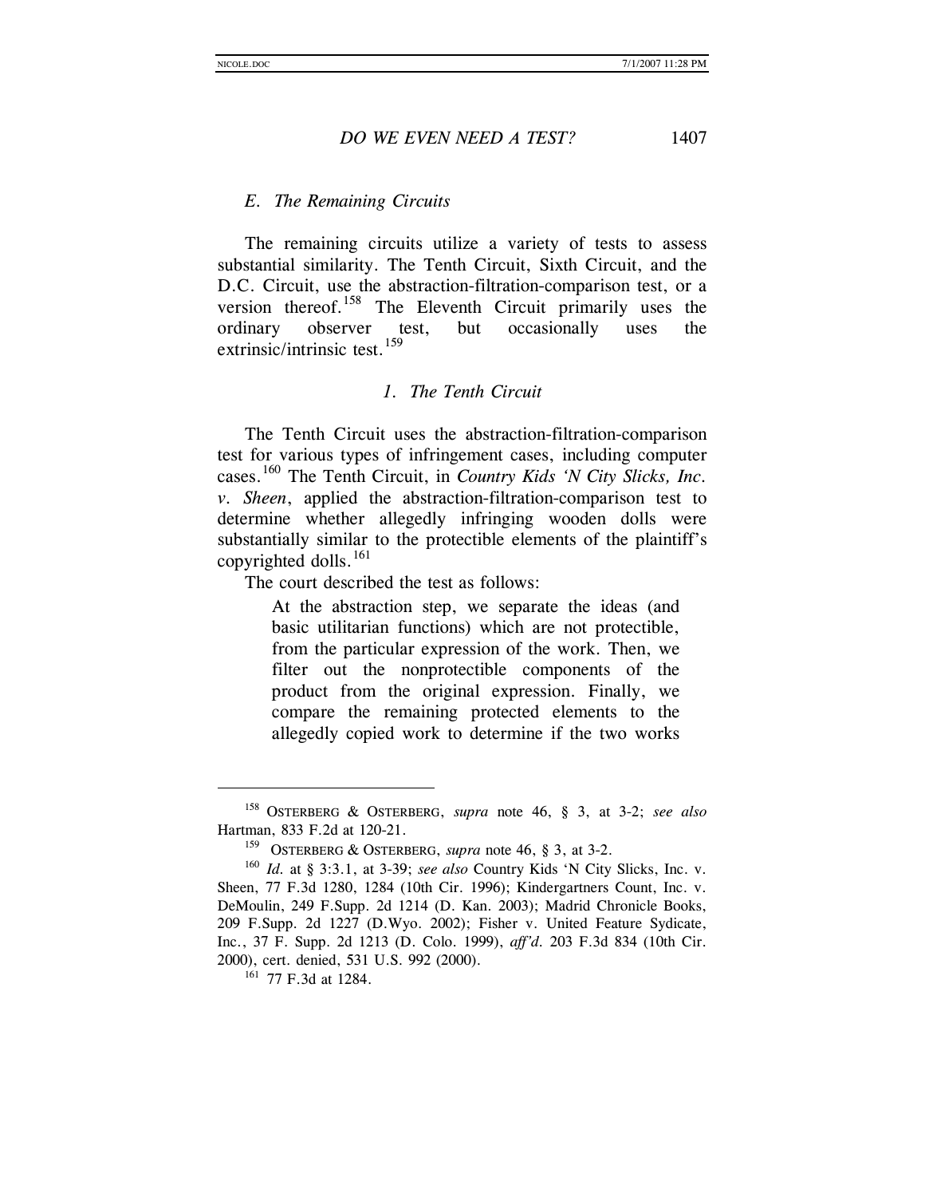### *E. The Remaining Circuits*

The remaining circuits utilize a variety of tests to assess substantial similarity. The Tenth Circuit, Sixth Circuit, and the D.C. Circuit, use the abstraction-filtration-comparison test, or a version thereof.[158] The Eleventh Circuit primarily uses the ordinary observer test, but occasionally uses the extrinsic/intrinsic test.[159]

#### *1. The Tenth Circuit*

The Tenth Circuit uses the abstraction-filtration-comparison test for various types of infringement cases, including computer cases.[160] The Tenth Circuit, in *Country Kids 'N City Slicks, Inc. v. Sheen*, applied the abstraction-filtration-comparison test to determine whether allegedly infringing wooden dolls were substantially similar to the protectible elements of the plaintiff's copyrighted dolls.[161]

The court described the test as follows:

> At the abstraction step, we separate the ideas (and basic utilitarian functions) which are not protectible, from the particular expression of the work. Then, we filter out the nonprotectible components of the product from the original expression. Finally, we compare the remaining protected elements to the allegedly copied work to determine if the two works

---

[158] OSTERBERG & OSTERBERG, *supra* note 46, § 3, at 3-2; *see also* Hartman, 833 F.2d at 120-21.

[159] OSTERBERG & OSTERBERG, *supra* note 46, § 3, at 3-2.

[160] *Id.* at § 3:3.1, at 3-39; *see also* Country Kids 'N City Slicks, Inc. v. Sheen, 77 F.3d 1280, 1284 (10th Cir. 1996); Kindergartners Count, Inc. v. DeMoulin, 249 F.Supp. 2d 1214 (D. Kan. 2003); Madrid Chronicle Books, 209 F.Supp. 2d 1227 (D.Wyo. 2002); Fisher v. United Feature Sydicate, Inc., 37 F. Supp. 2d 1213 (D. Colo. 1999), *aff'd.* 203 F.3d 834 (10th Cir. 2000), cert. denied, 531 U.S. 992 (2000).

[161] 77 F.3d at 1284.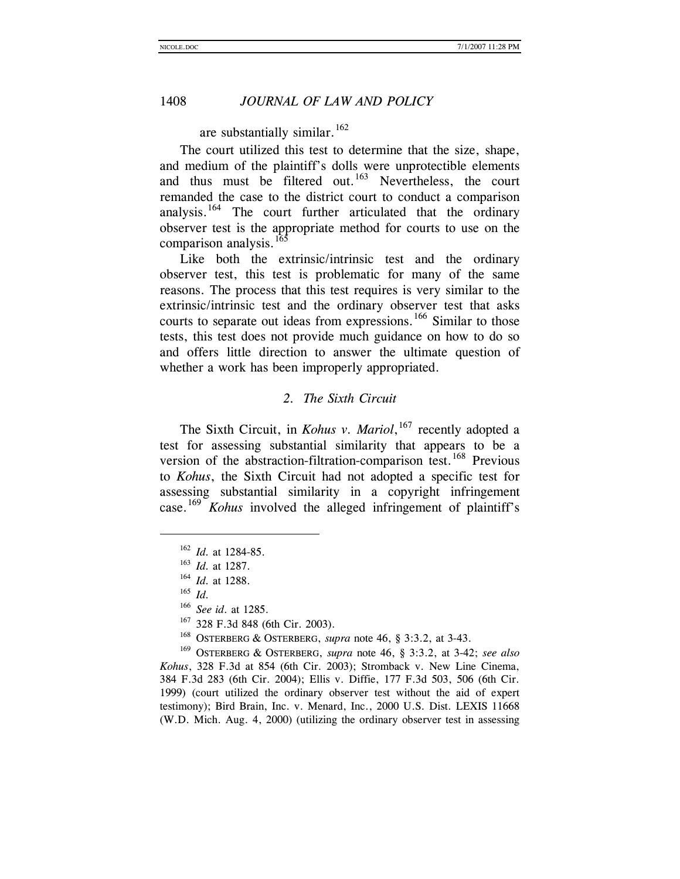are substantially similar.[162]

The court utilized this test to determine that the size, shape, and medium of the plaintiff's dolls were unprotectible elements and thus must be filtered out.[163] Nevertheless, the court remanded the case to the district court to conduct a comparison analysis.[164] The court further articulated that the ordinary observer test is the appropriate method for courts to use on the comparison analysis.[165]

Like both the extrinsic/intrinsic test and the ordinary observer test, this test is problematic for many of the same reasons. The process that this test requires is very similar to the extrinsic/intrinsic test and the ordinary observer test that asks courts to separate out ideas from expressions.[166] Similar to those tests, this test does not provide much guidance on how to do so and offers little direction to answer the ultimate question of whether a work has been improperly appropriated.

### *2. The Sixth Circuit*

The Sixth Circuit, in *Kohus v. Mariol*,[167] recently adopted a test for assessing substantial similarity that appears to be a version of the abstraction-filtration-comparison test.[168] Previous to *Kohus*, the Sixth Circuit had not adopted a specific test for assessing substantial similarity in a copyright infringement case.[169] *Kohus* involved the alleged infringement of plaintiff's

---

[162] *Id.* at 1284-85.

[163] *Id.* at 1287.

[164] *Id.* at 1288.

[165] *Id.*

[166] *See id.* at 1285.

[167] 328 F.3d 848 (6th Cir. 2003).

[168] OSTERBERG & OSTERBERG, *supra* note 46, § 3:3.2, at 3-43.

[169] OSTERBERG & OSTERBERG, *supra* note 46, § 3:3.2, at 3-42; *see also Kohus*, 328 F.3d at 854 (6th Cir. 2003); Stromback v. New Line Cinema, 384 F.3d 283 (6th Cir. 2004); Ellis v. Diffie, 177 F.3d 503, 506 (6th Cir. 1999) (court utilized the ordinary observer test without the aid of expert testimony); Bird Brain, Inc. v. Menard, Inc., 2000 U.S. Dist. LEXIS 11668 (W.D. Mich. Aug. 4, 2000) (utilizing the ordinary observer test in assessing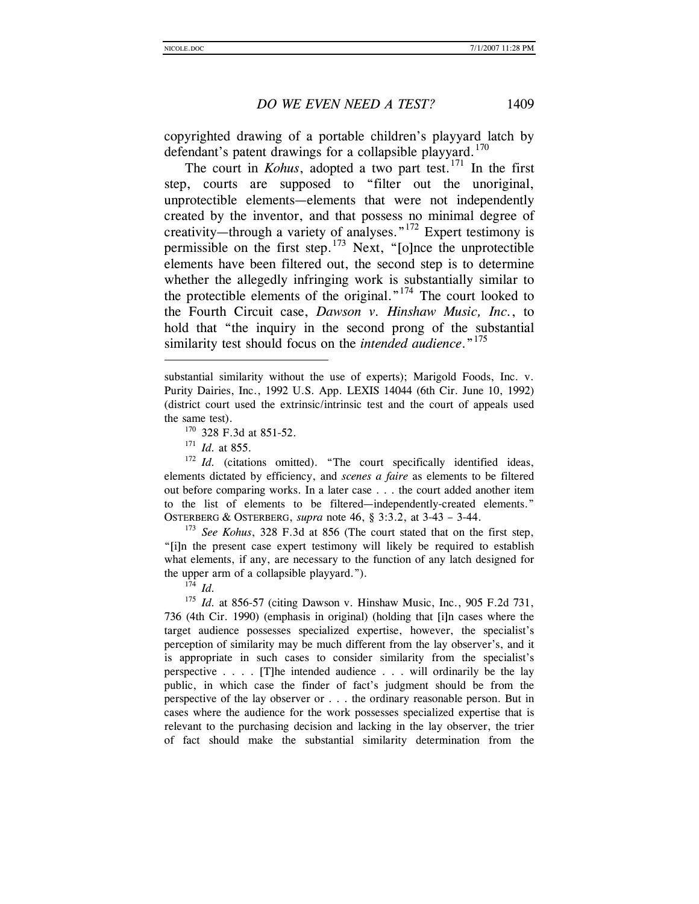copyrighted drawing of a portable children's playyard latch by defendant's patent drawings for a collapsible playyard.[170]

The court in *Kohus*, adopted a two part test.[171] In the first step, courts are supposed to "filter out the unoriginal, unprotectible elements—elements that were not independently created by the inventor, and that possess no minimal degree of creativity—through a variety of analyses."[172] Expert testimony is permissible on the first step.[173] Next, "[o]nce the unprotectible elements have been filtered out, the second step is to determine whether the allegedly infringing work is substantially similar to the protectible elements of the original."[174] The court looked to the Fourth Circuit case, *Dawson v. Hinshaw Music, Inc.*, to hold that "the inquiry in the second prong of the substantial similarity test should focus on the *intended audience*."[175]

---

substantial similarity without the use of experts); Marigold Foods, Inc. v. Purity Dairies, Inc., 1992 U.S. App. LEXIS 14044 (6th Cir. June 10, 1992) (district court used the extrinsic/intrinsic test and the court of appeals used the same test).

[170] 328 F.3d at 851-52.

[171] *Id.* at 855.

[172] *Id.* (citations omitted). "The court specifically identified ideas, elements dictated by efficiency, and *scenes a faire* as elements to be filtered out before comparing works. In a later case . . . the court added another item to the list of elements to be filtered—independently-created elements." OSTERBERG & OSTERBERG, *supra* note 46, § 3:3.2, at 3-43 – 3-44.

[173] *See Kohus*, 328 F.3d at 856 (The court stated that on the first step, "[i]n the present case expert testimony will likely be required to establish what elements, if any, are necessary to the function of any latch designed for the upper arm of a collapsible playyard.").

[174] *Id.*

[175] *Id.* at 856-57 (citing Dawson v. Hinshaw Music, Inc., 905 F.2d 731, 736 (4th Cir. 1990) (emphasis in original) (holding that [i]n cases where the target audience possesses specialized expertise, however, the specialist's perception of similarity may be much different from the lay observer's, and it is appropriate in such cases to consider similarity from the specialist's perspective . . . . [T]he intended audience . . . will ordinarily be the lay public, in which case the finder of fact's judgment should be from the perspective of the lay observer or . . . the ordinary reasonable person. But in cases where the audience for the work possesses specialized expertise that is relevant to the purchasing decision and lacking in the lay observer, the trier of fact should make the substantial similarity determination from the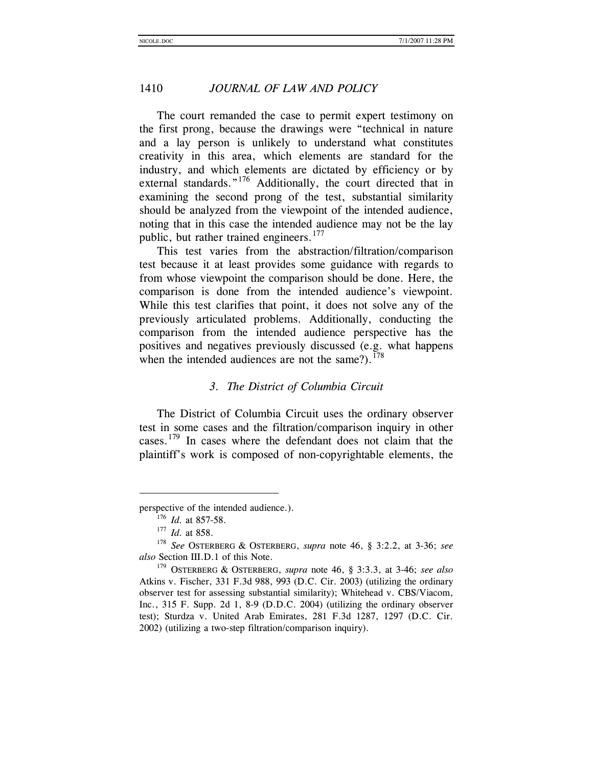The court remanded the case to permit expert testimony on the first prong, because the drawings were "technical in nature and a lay person is unlikely to understand what constitutes creativity in this area, which elements are standard for the industry, and which elements are dictated by efficiency or by external standards."[176] Additionally, the court directed that in examining the second prong of the test, substantial similarity should be analyzed from the viewpoint of the intended audience, noting that in this case the intended audience may not be the lay public, but rather trained engineers.[177]

This test varies from the abstraction/filtration/comparison test because it at least provides some guidance with regards to from whose viewpoint the comparison should be done. Here, the comparison is done from the intended audience's viewpoint. While this test clarifies that point, it does not solve any of the previously articulated problems. Additionally, conducting the comparison from the intended audience perspective has the positives and negatives previously discussed (e.g. what happens when the intended audiences are not the same?).[178]

### *3. The District of Columbia Circuit*

The District of Columbia Circuit uses the ordinary observer test in some cases and the filtration/comparison inquiry in other cases.[179] In cases where the defendant does not claim that the plaintiff's work is composed of non-copyrightable elements, the

---

perspective of the intended audience.).

[176] *Id.* at 857-58.

[177] *Id.* at 858.

[178] *See* OSTERBERG & OSTERBERG, *supra* note 46, § 3:2.2, at 3-36; *see also* Section III.D.1 of this Note.

[179] OSTERBERG & OSTERBERG, *supra* note 46, § 3:3.3, at 3-46; *see also* Atkins v. Fischer, 331 F.3d 988, 993 (D.C. Cir. 2003) (utilizing the ordinary observer test for assessing substantial similarity); Whitehead v. CBS/Viacom, Inc., 315 F. Supp. 2d 1, 8-9 (D.D.C. 2004) (utilizing the ordinary observer test); Sturdza v. United Arab Emirates, 281 F.3d 1287, 1297 (D.C. Cir. 2002) (utilizing a two-step filtration/comparison inquiry).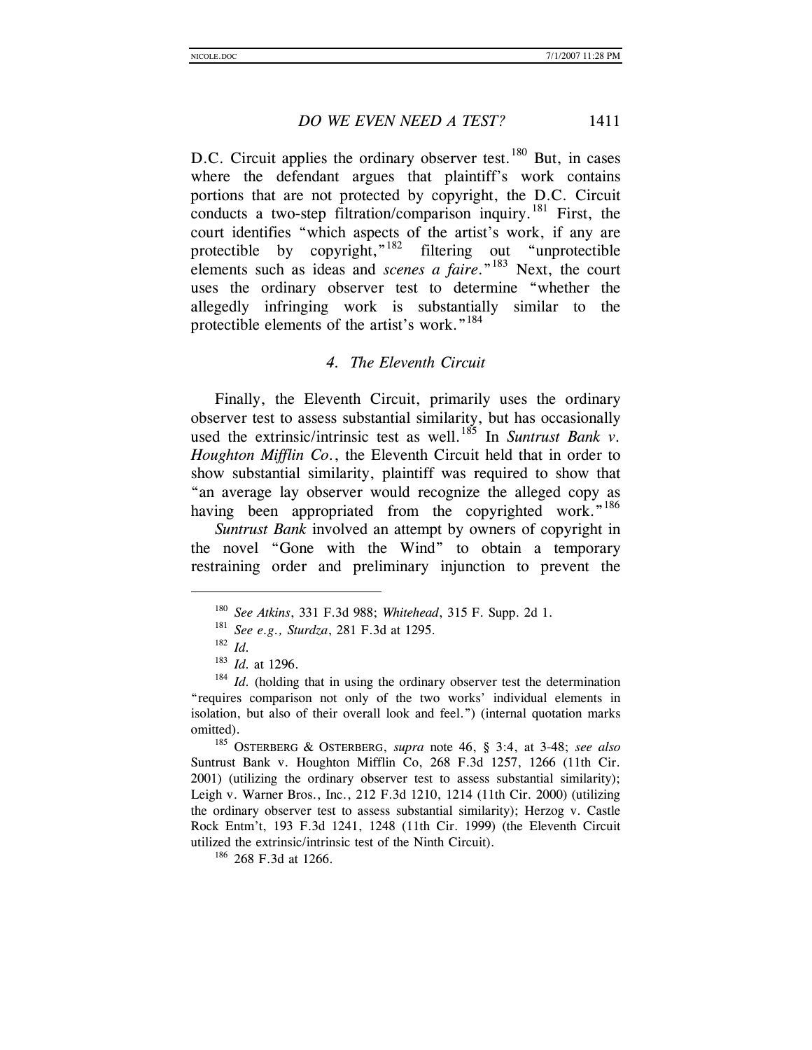D.C. Circuit applies the ordinary observer test.[180] But, in cases where the defendant argues that plaintiff's work contains portions that are not protected by copyright, the D.C. Circuit conducts a two-step filtration/comparison inquiry.[181] First, the court identifies "which aspects of the artist's work, if any are protectible by copyright,"[182] filtering out "unprotectible elements such as ideas and *scenes a faire*."[183] Next, the court uses the ordinary observer test to determine "whether the allegedly infringing work is substantially similar to the protectible elements of the artist's work."[184]

#### *4. The Eleventh Circuit*

Finally, the Eleventh Circuit, primarily uses the ordinary observer test to assess substantial similarity, but has occasionally used the extrinsic/intrinsic test as well.[185] In ***Suntrust Bank v. Houghton Mifflin Co.***, the Eleventh Circuit held that in order to show substantial similarity, plaintiff was required to show that "an average lay observer would recognize the alleged copy as having been appropriated from the copyrighted work."[186]

***Suntrust Bank*** involved an attempt by owners of copyright in the novel "Gone with the Wind" to obtain a temporary restraining order and preliminary injunction to prevent the

---

[180] *See Atkins*, 331 F.3d 988; *Whitehead*, 315 F. Supp. 2d 1.

[181] *See e.g., Sturdza*, 281 F.3d at 1295.

[182] *Id.*

[183] *Id.* at 1296.

[184] *Id.* (holding that in using the ordinary observer test the determination "requires comparison not only of the two works' individual elements in isolation, but also of their overall look and feel.") (internal quotation marks omitted).

[185] OSTERBERG & OSTERBERG, *supra* note 46, § 3:4, at 3-48; *see also* Suntrust Bank v. Houghton Mifflin Co, 268 F.3d 1257, 1266 (11th Cir. 2001) (utilizing the ordinary observer test to assess substantial similarity); Leigh v. Warner Bros., Inc., 212 F.3d 1210, 1214 (11th Cir. 2000) (utilizing the ordinary observer test to assess substantial similarity); Herzog v. Castle Rock Entm't, 193 F.3d 1241, 1248 (11th Cir. 1999) (the Eleventh Circuit utilized the extrinsic/intrinsic test of the Ninth Circuit).

[186] 268 F.3d at 1266.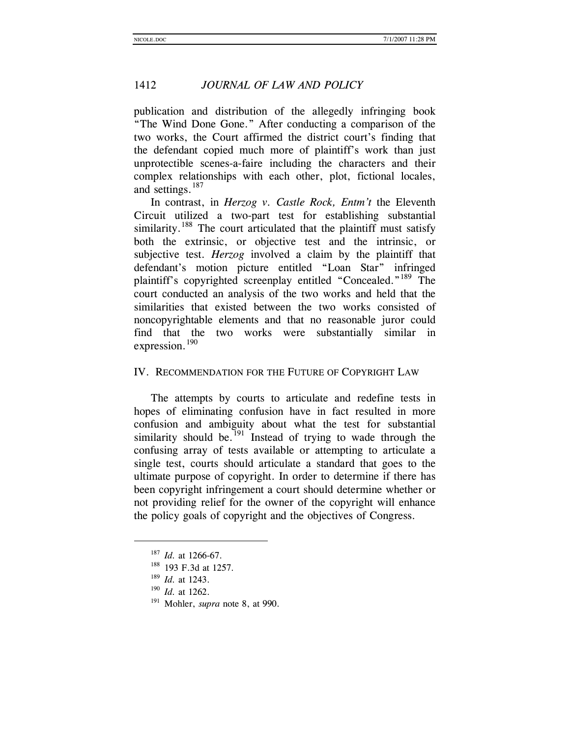publication and distribution of the allegedly infringing book "The Wind Done Gone." After conducting a comparison of the two works, the Court affirmed the district court's finding that the defendant copied much more of plaintiff's work than just unprotectible scenes-a-faire including the characters and their complex relationships with each other, plot, fictional locales, and settings.[187]

In contrast, in *Herzog v. Castle Rock, Entm't* the Eleventh Circuit utilized a two-part test for establishing substantial similarity.[188] The court articulated that the plaintiff must satisfy both the extrinsic, or objective test and the intrinsic, or subjective test. *Herzog* involved a claim by the plaintiff that defendant's motion picture entitled "Loan Star" infringed plaintiff's copyrighted screenplay entitled "Concealed."[189] The court conducted an analysis of the two works and held that the similarities that existed between the two works consisted of noncopyrightable elements and that no reasonable juror could find that the two works were substantially similar in expression.[190]

## IV. Recommendation for the Future of Copyright Law

The attempts by courts to articulate and redefine tests in hopes of eliminating confusion have in fact resulted in more confusion and ambiguity about what the test for substantial similarity should be.[191] Instead of trying to wade through the confusing array of tests available or attempting to articulate a single test, courts should articulate a standard that goes to the ultimate purpose of copyright. In order to determine if there has been copyright infringement a court should determine whether or not providing relief for the owner of the copyright will enhance the policy goals of copyright and the objectives of Congress.

---

[187] *Id.* at 1266-67.

[188] 193 F.3d at 1257.

[189] *Id.* at 1243.

[190] *Id.* at 1262.

[191] Mohler, *supra* note 8, at 990.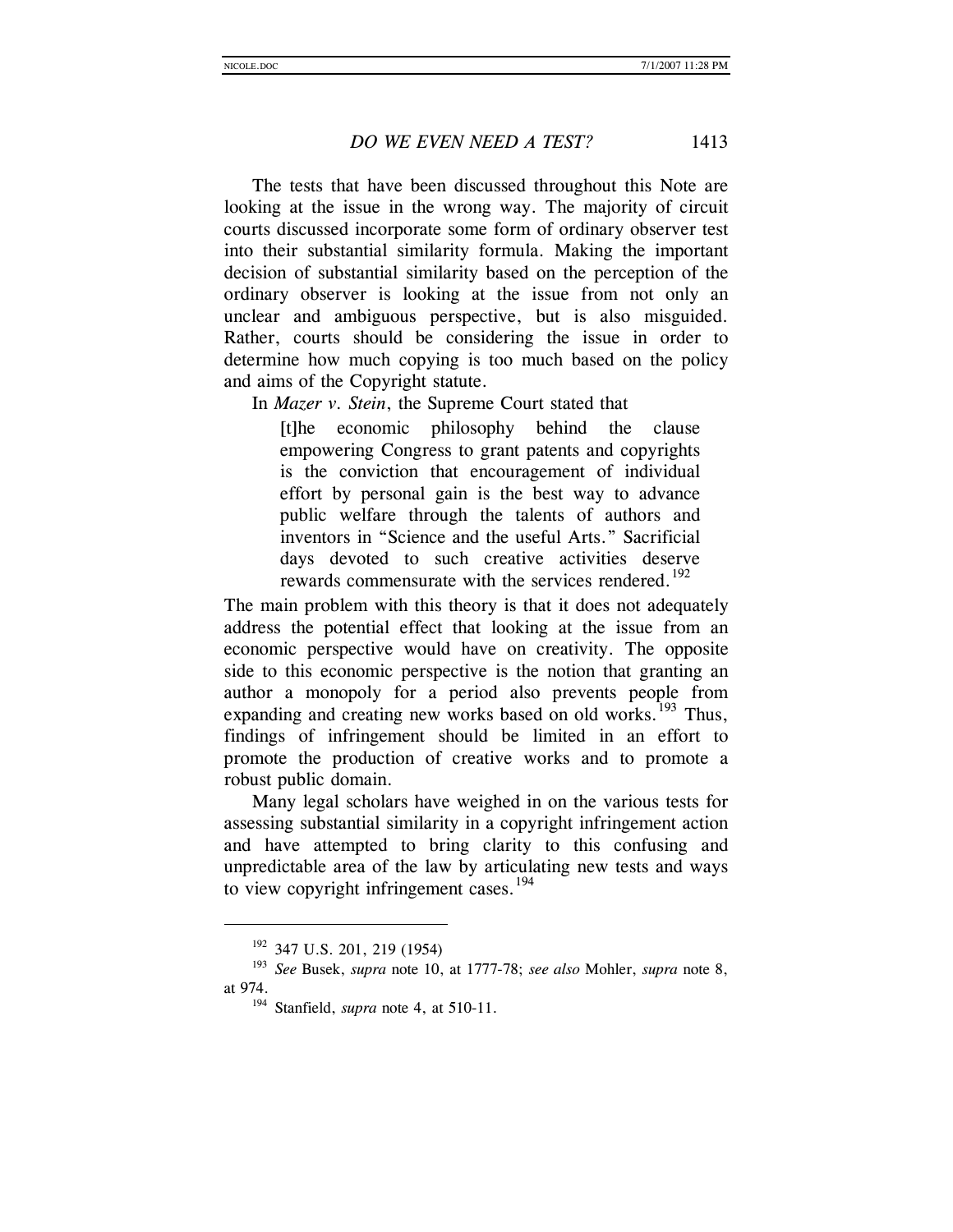The tests that have been discussed throughout this Note are looking at the issue in the wrong way. The majority of circuit courts discussed incorporate some form of ordinary observer test into their substantial similarity formula. Making the important decision of substantial similarity based on the perception of the ordinary observer is looking at the issue from not only an unclear and ambiguous perspective, but is also misguided. Rather, courts should be considering the issue in order to determine how much copying is too much based on the policy and aims of the Copyright statute.

In *Mazer v. Stein*, the Supreme Court stated that

> [t]he economic philosophy behind the clause empowering Congress to grant patents and copyrights is the conviction that encouragement of individual effort by personal gain is the best way to advance public welfare through the talents of authors and inventors in "Science and the useful Arts." Sacrificial days devoted to such creative activities deserve rewards commensurate with the services rendered.[192]

The main problem with this theory is that it does not adequately address the potential effect that looking at the issue from an economic perspective would have on creativity. The opposite side to this economic perspective is the notion that granting an author a monopoly for a period also prevents people from expanding and creating new works based on old works.[193] Thus, findings of infringement should be limited in an effort to promote the production of creative works and to promote a robust public domain.

Many legal scholars have weighed in on the various tests for assessing substantial similarity in a copyright infringement action and have attempted to bring clarity to this confusing and unpredictable area of the law by articulating new tests and ways to view copyright infringement cases.[194]

---

[192] 347 U.S. 201, 219 (1954)

[193] *See* Busek, *supra* note 10, at 1777-78; *see also* Mohler, *supra* note 8, at 974.

[194] Stanfield, *supra* note 4, at 510-11.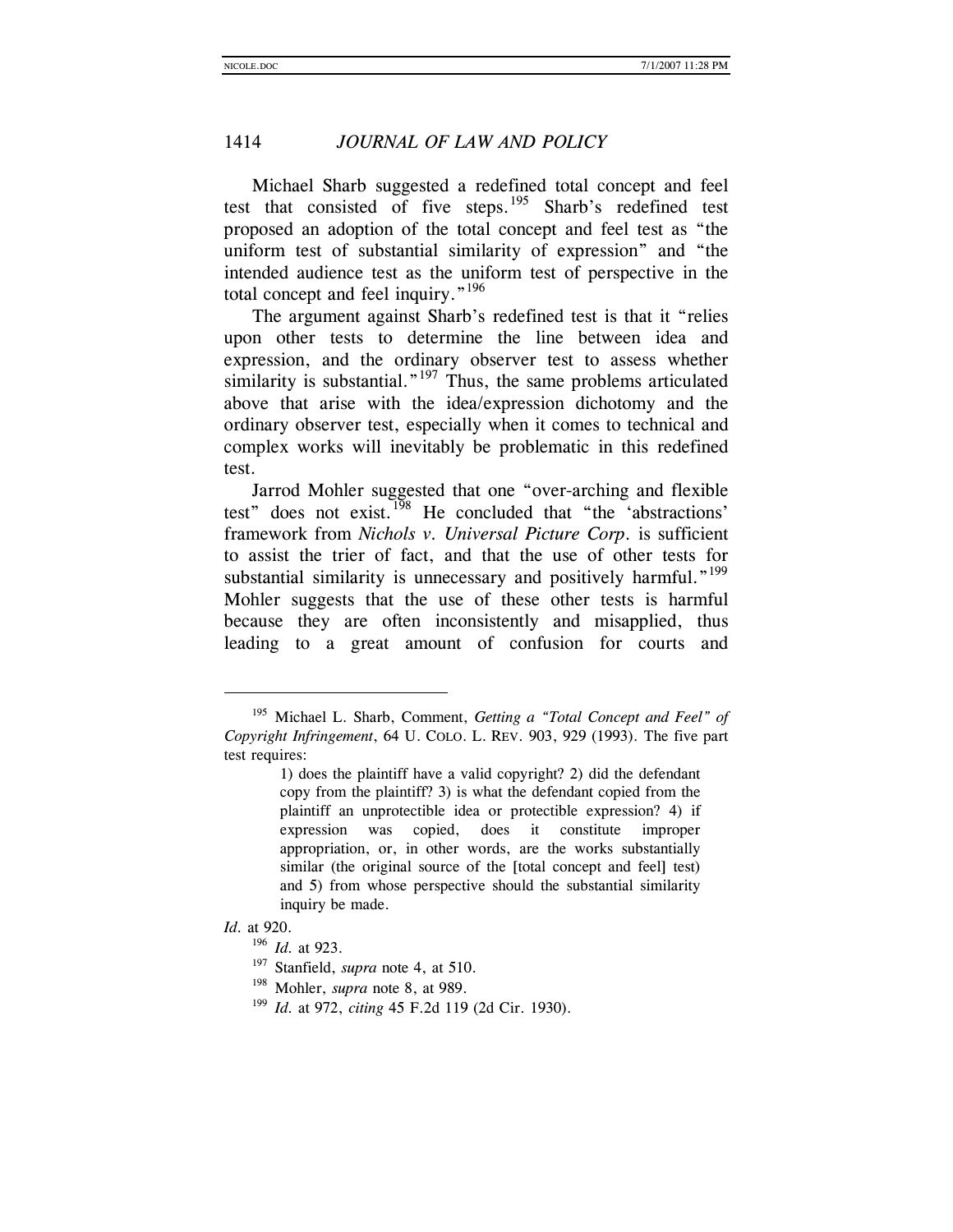Michael Sharb suggested a redefined total concept and feel test that consisted of five steps.[195] Sharb's redefined test proposed an adoption of the total concept and feel test as "the uniform test of substantial similarity of expression" and "the intended audience test as the uniform test of perspective in the total concept and feel inquiry."[196]

The argument against Sharb's redefined test is that it "relies upon other tests to determine the line between idea and expression, and the ordinary observer test to assess whether similarity is substantial."[197] Thus, the same problems articulated above that arise with the idea/expression dichotomy and the ordinary observer test, especially when it comes to technical and complex works will inevitably be problematic in this redefined test.

Jarrod Mohler suggested that one "over-arching and flexible test" does not exist.[198] He concluded that "the 'abstractions' framework from *Nichols v. Universal Picture Corp*. is sufficient to assist the trier of fact, and that the use of other tests for substantial similarity is unnecessary and positively harmful."[199] Mohler suggests that the use of these other tests is harmful because they are often inconsistently and misapplied, thus leading to a great amount of confusion for courts and

---

[195] Michael L. Sharb, Comment, *Getting a "Total Concept and Feel" of Copyright Infringement*, 64 U. COLO. L. REV. 903, 929 (1993). The five part test requires:

> 1) does the plaintiff have a valid copyright? 2) did the defendant copy from the plaintiff? 3) is what the defendant copied from the plaintiff an unprotectible idea or protectible expression? 4) if expression was copied, does it constitute improper appropriation, or, in other words, are the works substantially similar (the original source of the [total concept and feel] test) and 5) from whose perspective should the substantial similarity inquiry be made.

*Id*. at 920.

[196] *Id.* at 923.

[197] Stanfield, *supra* note 4, at 510.

[198] Mohler, *supra* note 8, at 989.

[199] *Id.* at 972, *citing* 45 F.2d 119 (2d Cir. 1930).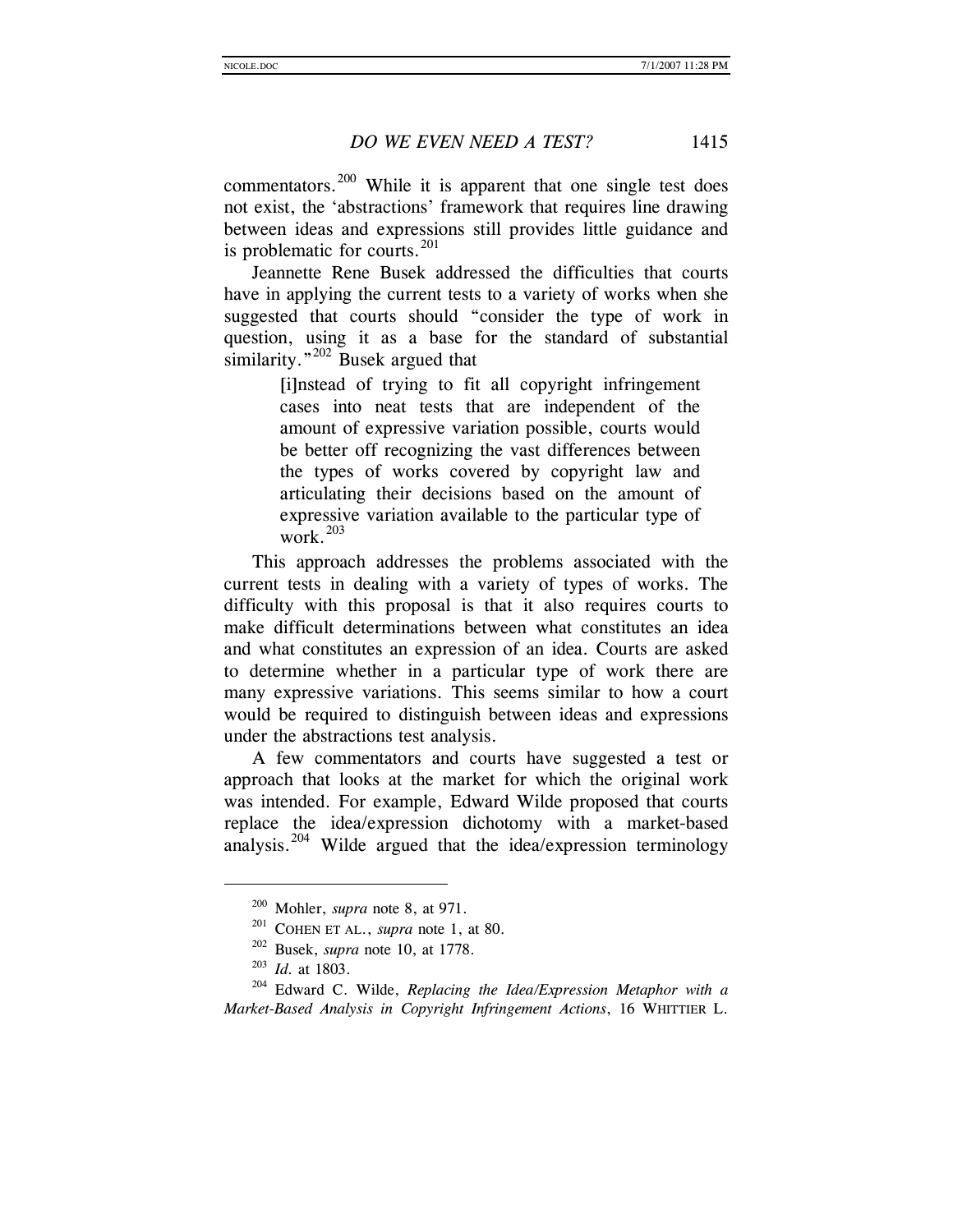commentators.[200] While it is apparent that one single test does not exist, the 'abstractions' framework that requires line drawing between ideas and expressions still provides little guidance and is problematic for courts.[201]

Jeannette Rene Busek addressed the difficulties that courts have in applying the current tests to a variety of works when she suggested that courts should "consider the type of work in question, using it as a base for the standard of substantial similarity."[202] Busek argued that

> [i]nstead of trying to fit all copyright infringement cases into neat tests that are independent of the amount of expressive variation possible, courts would be better off recognizing the vast differences between the types of works covered by copyright law and articulating their decisions based on the amount of expressive variation available to the particular type of work.[203]

This approach addresses the problems associated with the current tests in dealing with a variety of types of works. The difficulty with this proposal is that it also requires courts to make difficult determinations between what constitutes an idea and what constitutes an expression of an idea. Courts are asked to determine whether in a particular type of work there are many expressive variations. This seems similar to how a court would be required to distinguish between ideas and expressions under the abstractions test analysis.

A few commentators and courts have suggested a test or approach that looks at the market for which the original work was intended. For example, Edward Wilde proposed that courts replace the idea/expression dichotomy with a market-based analysis.[204] Wilde argued that the idea/expression terminology

---

[200] Mohler, *supra* note 8, at 971.

[201] COHEN ET AL., *supra* note 1, at 80.

[202] Busek, *supra* note 10, at 1778.

[203] *Id.* at 1803.

[204] Edward C. Wilde, *Replacing the Idea/Expression Metaphor with a Market-Based Analysis in Copyright Infringement Actions*, 16 WHITTIER L.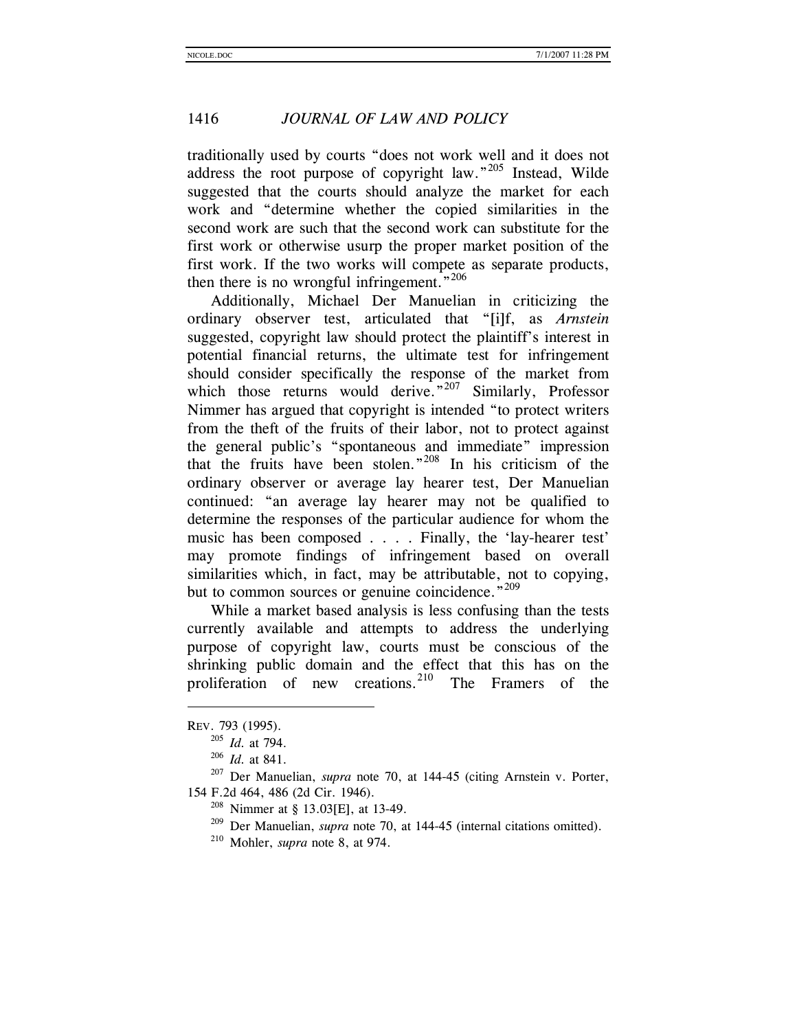traditionally used by courts "does not work well and it does not address the root purpose of copyright law."[205] Instead, Wilde suggested that the courts should analyze the market for each work and "determine whether the copied similarities in the second work are such that the second work can substitute for the first work or otherwise usurp the proper market position of the first work. If the two works will compete as separate products, then there is no wrongful infringement."[206]

Additionally, Michael Der Manuelian in criticizing the ordinary observer test, articulated that "[i]f, as *Arnstein* suggested, copyright law should protect the plaintiff's interest in potential financial returns, the ultimate test for infringement should consider specifically the response of the market from which those returns would derive."[207] Similarly, Professor Nimmer has argued that copyright is intended "to protect writers from the theft of the fruits of their labor, not to protect against the general public's "spontaneous and immediate" impression that the fruits have been stolen."[208] In his criticism of the ordinary observer or average lay hearer test, Der Manuelian continued: "an average lay hearer may not be qualified to determine the responses of the particular audience for whom the music has been composed . . . . Finally, the 'lay-hearer test' may promote findings of infringement based on overall similarities which, in fact, may be attributable, not to copying, but to common sources or genuine coincidence."[209]

While a market based analysis is less confusing than the tests currently available and attempts to address the underlying purpose of copyright law, courts must be conscious of the shrinking public domain and the effect that this has on the proliferation of new creations.[210] The Framers of the

---

REV. 793 (1995).

[205] *Id.* at 794.

[206] *Id.* at 841.

[207] Der Manuelian, *supra* note 70, at 144-45 (citing Arnstein v. Porter, 154 F.2d 464, 486 (2d Cir. 1946).

[208] Nimmer at § 13.03[E], at 13-49.

[209] Der Manuelian, *supra* note 70, at 144-45 (internal citations omitted).

[210] Mohler, *supra* note 8, at 974.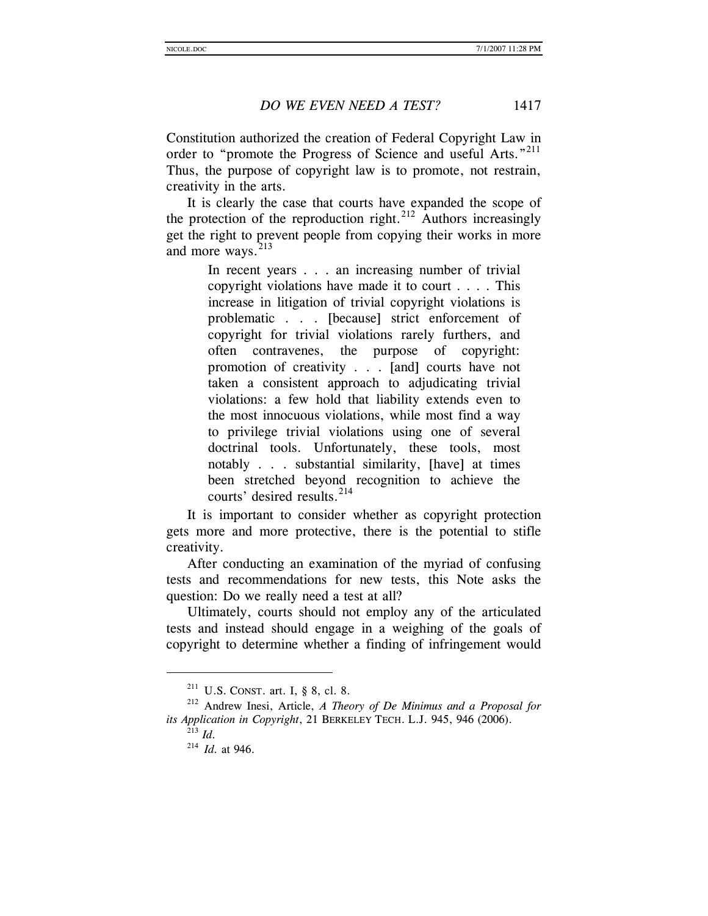Constitution authorized the creation of Federal Copyright Law in order to "promote the Progress of Science and useful Arts."[211] Thus, the purpose of copyright law is to promote, not restrain, creativity in the arts.

It is clearly the case that courts have expanded the scope of the protection of the reproduction right.[212] Authors increasingly get the right to prevent people from copying their works in more and more ways.[213]

> In recent years . . . an increasing number of trivial copyright violations have made it to court . . . . This increase in litigation of trivial copyright violations is problematic . . . [because] strict enforcement of copyright for trivial violations rarely furthers, and often contravenes, the purpose of copyright: promotion of creativity . . . [and] courts have not taken a consistent approach to adjudicating trivial violations: a few hold that liability extends even to the most innocuous violations, while most find a way to privilege trivial violations using one of several doctrinal tools. Unfortunately, these tools, most notably . . . substantial similarity, [have] at times been stretched beyond recognition to achieve the courts' desired results.[214]

It is important to consider whether as copyright protection gets more and more protective, there is the potential to stifle creativity.

After conducting an examination of the myriad of confusing tests and recommendations for new tests, this Note asks the question: Do we really need a test at all?

Ultimately, courts should not employ any of the articulated tests and instead should engage in a weighing of the goals of copyright to determine whether a finding of infringement would

---

[211] U.S. CONST. art. I, § 8, cl. 8.

[212] Andrew Inesi, Article, *A Theory of De Minimus and a Proposal for its Application in Copyright*, 21 BERKELEY TECH. L.J. 945, 946 (2006).

[213] *Id.*

[214] *Id.* at 946.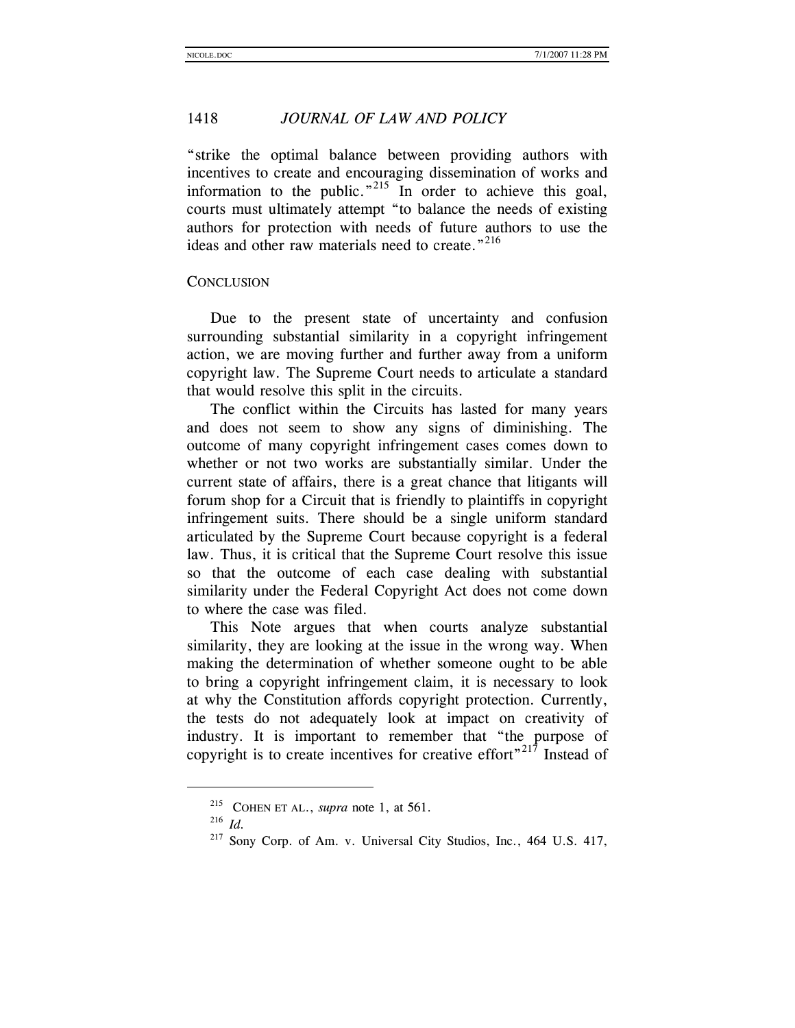"strike the optimal balance between providing authors with incentives to create and encouraging dissemination of works and information to the public."[215] In order to achieve this goal, courts must ultimately attempt "to balance the needs of existing authors for protection with needs of future authors to use the ideas and other raw materials need to create."[216]

## CONCLUSION

Due to the present state of uncertainty and confusion surrounding substantial similarity in a copyright infringement action, we are moving further and further away from a uniform copyright law. The Supreme Court needs to articulate a standard that would resolve this split in the circuits.

The conflict within the Circuits has lasted for many years and does not seem to show any signs of diminishing. The outcome of many copyright infringement cases comes down to whether or not two works are substantially similar. Under the current state of affairs, there is a great chance that litigants will forum shop for a Circuit that is friendly to plaintiffs in copyright infringement suits. There should be a single uniform standard articulated by the Supreme Court because copyright is a federal law. Thus, it is critical that the Supreme Court resolve this issue so that the outcome of each case dealing with substantial similarity under the Federal Copyright Act does not come down to where the case was filed.

This Note argues that when courts analyze substantial similarity, they are looking at the issue in the wrong way. When making the determination of whether someone ought to be able to bring a copyright infringement claim, it is necessary to look at why the Constitution affords copyright protection. Currently, the tests do not adequately look at impact on creativity of industry. It is important to remember that "the purpose of copyright is to create incentives for creative effort"[217] Instead of

---

[215] COHEN ET AL., *supra* note 1, at 561.

[216] *Id.*

[217] Sony Corp. of Am. v. Universal City Studios, Inc., 464 U.S. 417,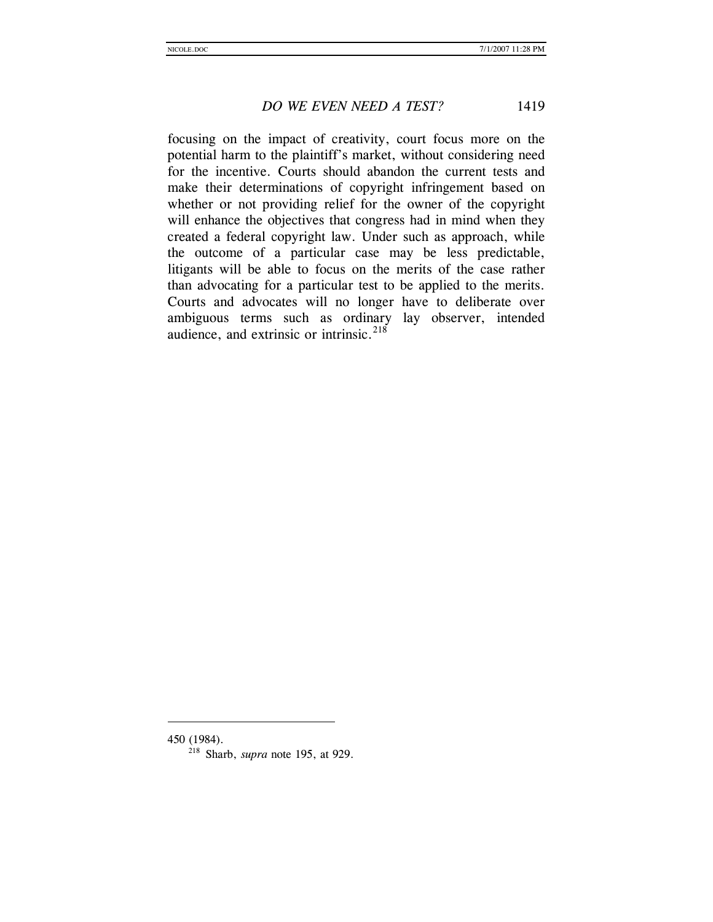focusing on the impact of creativity, court focus more on the potential harm to the plaintiff's market, without considering need for the incentive. Courts should abandon the current tests and make their determinations of copyright infringement based on whether or not providing relief for the owner of the copyright will enhance the objectives that congress had in mind when they created a federal copyright law. Under such as approach, while the outcome of a particular case may be less predictable, litigants will be able to focus on the merits of the case rather than advocating for a particular test to be applied to the merits. Courts and advocates will no longer have to deliberate over ambiguous terms such as ordinary lay observer, intended audience, and extrinsic or intrinsic.[218]

---

450 (1984).

[218] Sharb, *supra* note 195, at 929.